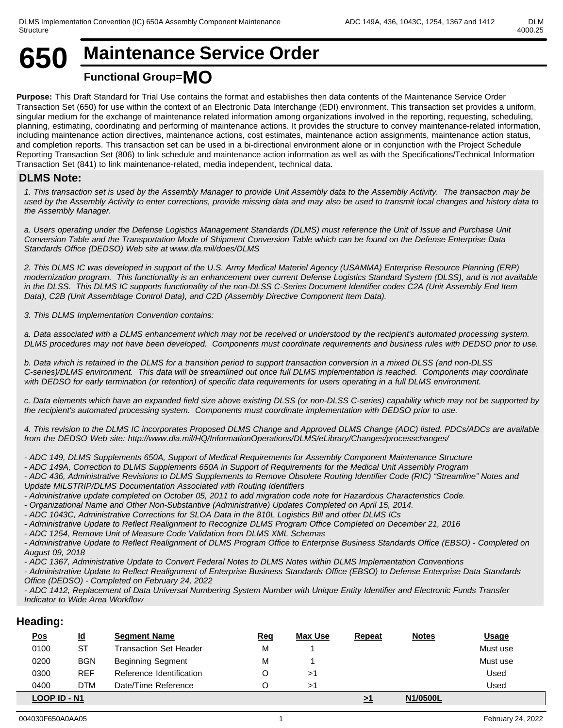# 650 Maintenance Service Order

**Functional Group=MO**

**Purpose:** This Draft Standard for Trial Use contains the format and establishes then data contents of the Maintenance Service Order Transaction Set (650) for use within the context of an Electronic Data Interchange (EDI) environment. This transaction set provides a uniform, singular medium for the exchange of maintenance related information among organizations involved in the reporting, requesting, scheduling, planning, estimating, coordinating and performing of maintenance actions. It provides the structure to convey maintenance-related information, including maintenance action directives, maintenance actions, cost estimates, maintenance action assignments, maintenance action status, and completion reports. This transaction set can be used in a bi-directional environment alone or in conjunction with the Project Schedule Reporting Transaction Set (806) to link schedule and maintenance action information as well as with the Specifications/Technical Information Transaction Set (841) to link maintenance-related, media independent, technical data.

## DLMS Note:

*1. This transaction set is used by the Assembly Manager to provide Unit Assembly data to the Assembly Activity. The transaction may be used by the Assembly Activity to enter corrections, provide missing data and may also be used to transmit local changes and history data to the Assembly Manager.*

*a. Users operating under the Defense Logistics Management Standards (DLMS) must reference the Unit of Issue and Purchase Unit Conversion Table and the Transportation Mode of Shipment Conversion Table which can be found on the Defense Enterprise Data Standards Office (DEDSO) Web site at www.dla.mil/does/DLMS*

*2. This DLMS IC was developed in support of the U.S. Army Medical Materiel Agency (USAMMA) Enterprise Resource Planning (ERP) modernization program. This functionality is an enhancement over current Defense Logistics Standard System (DLSS), and is not available in the DLSS. This DLMS IC supports functionality of the non-DLSS C-Series Document Identifier codes C2A (Unit Assembly End Item Data), C2B (Unit Assemblage Control Data), and C2D (Assembly Directive Component Item Data).*

*3. This DLMS Implementation Convention contains:*

*a. Data associated with a DLMS enhancement which may not be received or understood by the recipient's automated processing system. DLMS procedures may not have been developed. Components must coordinate requirements and business rules with DEDSO prior to use.*

*b. Data which is retained in the DLMS for a transition period to support transaction conversion in a mixed DLSS (and non-DLSS C-series)/DLMS environment. This data will be streamlined out once full DLMS implementation is reached. Components may coordinate with DEDSO for early termination (or retention) of specific data requirements for users operating in a full DLMS environment.*

*c. Data elements which have an expanded field size above existing DLSS (or non-DLSS C-series) capability which may not be supported by the recipient's automated processing system. Components must coordinate implementation with DEDSO prior to use.*

*4. This revision to the DLMS IC incorporates Proposed DLMS Change and Approved DLMS Change (ADC) listed. PDCs/ADCs are available from the DEDSO Web site: http://www.dla.mil/HQ/InformationOperations/DLMS/eLibrary/Changes/processchanges/*

*- ADC 149, DLMS Supplements 650A, Support of Medical Requirements for Assembly Component Maintenance Structure*
*- ADC 149A, Correction to DLMS Supplements 650A in Support of Requirements for the Medical Unit Assembly Program*
*- ADC 436, Administrative Revisions to DLMS Supplements to Remove Obsolete Routing Identifier Code (RIC) "Streamline" Notes and Update MILSTRIP/DLMS Documentation Associated with Routing Identifiers*
*- Administrative update completed on October 05, 2011 to add migration code note for Hazardous Characteristics Code.*
*- Organizational Name and Other Non-Substantive (Administrative) Updates Completed on April 15, 2014.*
*- ADC 1043C, Administrative Corrections for SLOA Data in the 810L Logistics Bill and other DLMS ICs*
*- Administrative Update to Reflect Realignment to Recognize DLMS Program Office Completed on December 21, 2016*
*- ADC 1254, Remove Unit of Measure Code Validation from DLMS XML Schemas*
*- Administrative Update to Reflect Realignment of DLMS Program Office to Enterprise Business Standards Office (EBSO) - Completed on August 09, 2018*
*- ADC 1367, Administrative Update to Convert Federal Notes to DLMS Notes within DLMS Implementation Conventions*
*- Administrative Update to Reflect Realignment of Enterprise Business Standards Office (EBSO) to Defense Enterprise Data Standards Office (DEDSO) - Completed on February 24, 2022*
*- ADC 1412, Replacement of Data Universal Numbering System Number with Unique Entity Identifier and Electronic Funds Transfer Indicator to Wide Area Workflow*

## Heading:

| Pos | Id | Segment Name | Req | Max Use | Repeat | Notes | Usage |
|---|---|---|---|---|---|---|---|
| 0100 | ST | Transaction Set Header | M | 1 | | | Must use |
| 0200 | BGN | Beginning Segment | M | 1 | | | Must use |
| 0300 | REF | Reference Identification | O | >1 | | | Used |
| 0400 | DTM | Date/Time Reference | O | >1 | | | Used |
| **LOOP ID - N1** | | | | | **>1** | **N1/0500L** | |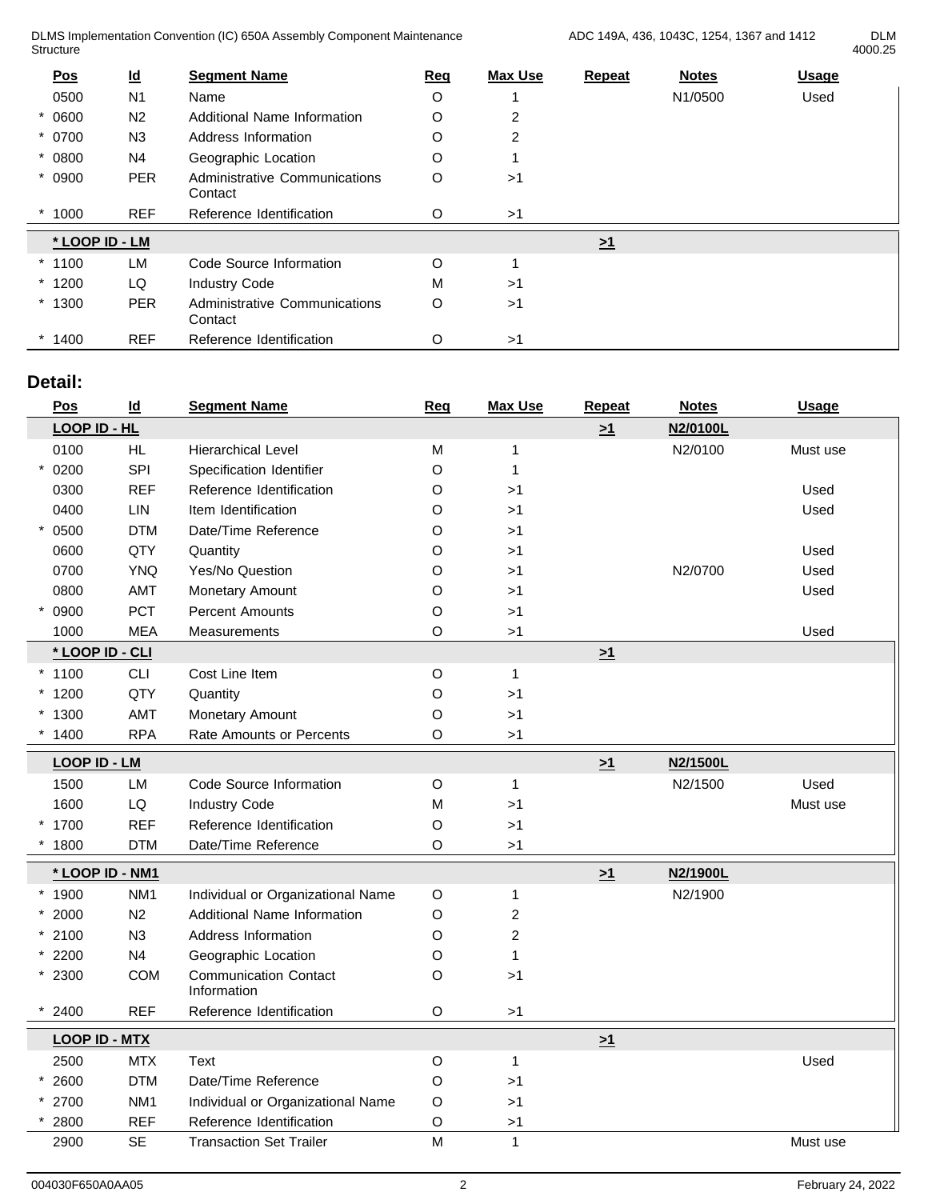| Pos | Id | Segment Name | Req | Max Use | Repeat | Notes | Usage |
|---|---|---|---|---|---|---|---|
| 0500 | N1 | Name | O | 1 | | N1/0500 | Used |
| * 0600 | N2 | Additional Name Information | O | 2 | | | |
| * 0700 | N3 | Address Information | O | 2 | | | |
| * 0800 | N4 | Geographic Location | O | 1 | | | |
| * 0900 | PER | Administrative Communications Contact | O | >1 | | | |
| * 1000 | REF | Reference Identification | O | >1 | | | |
| **\* LOOP ID - LM** | | | | | **>1** | | |
| * 1100 | LM | Code Source Information | O | 1 | | | |
| * 1200 | LQ | Industry Code | M | >1 | | | |
| * 1300 | PER | Administrative Communications Contact | O | >1 | | | |
| * 1400 | REF | Reference Identification | O | >1 | | | |

## Detail:

| Pos | Id | Segment Name | Req | Max Use | Repeat | Notes | Usage |
|---|---|---|---|---|---|---|---|
| **LOOP ID - HL** | | | | | **>1** | **N2/0100L** | |
| 0100 | HL | Hierarchical Level | M | 1 | | N2/0100 | Must use |
| * 0200 | SPI | Specification Identifier | O | 1 | | | |
| 0300 | REF | Reference Identification | O | >1 | | | Used |
| 0400 | LIN | Item Identification | O | >1 | | | Used |
| * 0500 | DTM | Date/Time Reference | O | >1 | | | |
| 0600 | QTY | Quantity | O | >1 | | | Used |
| 0700 | YNQ | Yes/No Question | O | >1 | | N2/0700 | Used |
| 0800 | AMT | Monetary Amount | O | >1 | | | Used |
| * 0900 | PCT | Percent Amounts | O | >1 | | | |
| 1000 | MEA | Measurements | O | >1 | | | Used |
| **\* LOOP ID - CLI** | | | | | **>1** | | |
| * 1100 | CLI | Cost Line Item | O | 1 | | | |
| * 1200 | QTY | Quantity | O | >1 | | | |
| * 1300 | AMT | Monetary Amount | O | >1 | | | |
| * 1400 | RPA | Rate Amounts or Percents | O | >1 | | | |
| **LOOP ID - LM** | | | | | **>1** | **N2/1500L** | |
| 1500 | LM | Code Source Information | O | 1 | | N2/1500 | Used |
| 1600 | LQ | Industry Code | M | >1 | | | Must use |
| * 1700 | REF | Reference Identification | O | >1 | | | |
| * 1800 | DTM | Date/Time Reference | O | >1 | | | |
| **\* LOOP ID - NM1** | | | | | **>1** | **N2/1900L** | |
| * 1900 | NM1 | Individual or Organizational Name | O | 1 | | N2/1900 | |
| * 2000 | N2 | Additional Name Information | O | 2 | | | |
| * 2100 | N3 | Address Information | O | 2 | | | |
| * 2200 | N4 | Geographic Location | O | 1 | | | |
| * 2300 | COM | Communication Contact Information | O | >1 | | | |
| * 2400 | REF | Reference Identification | O | >1 | | | |
| **LOOP ID - MTX** | | | | | **>1** | | |
| 2500 | MTX | Text | O | 1 | | | Used |
| * 2600 | DTM | Date/Time Reference | O | >1 | | | |
| * 2700 | NM1 | Individual or Organizational Name | O | >1 | | | |
| * 2800 | REF | Reference Identification | O | >1 | | | |
| 2900 | SE | Transaction Set Trailer | M | 1 | | | Must use |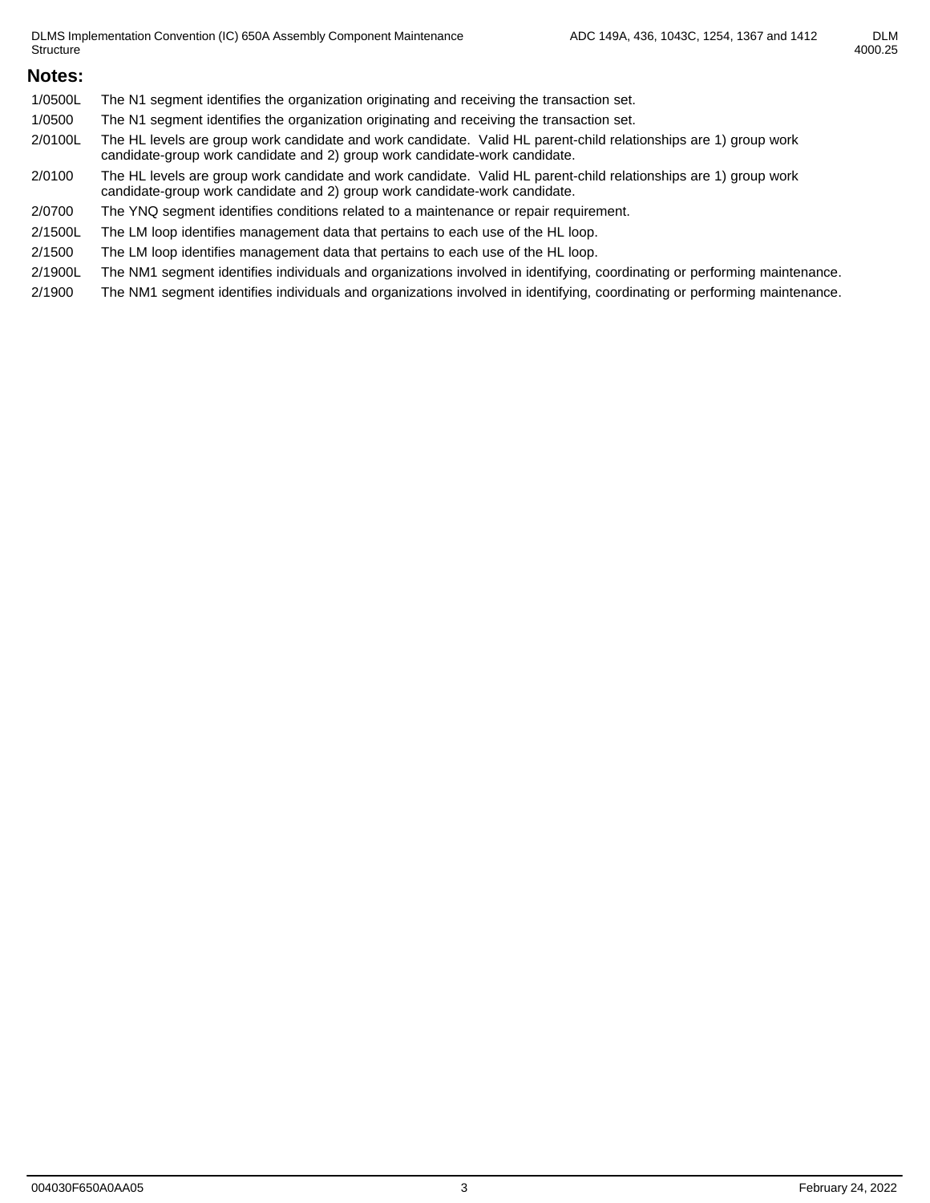## Notes:

| | |
|---|---|
| 1/0500L | The N1 segment identifies the organization originating and receiving the transaction set. |
| 1/0500 | The N1 segment identifies the organization originating and receiving the transaction set. |
| 2/0100L | The HL levels are group work candidate and work candidate. Valid HL parent-child relationships are 1) group work candidate-group work candidate and 2) group work candidate-work candidate. |
| 2/0100 | The HL levels are group work candidate and work candidate. Valid HL parent-child relationships are 1) group work candidate-group work candidate and 2) group work candidate-work candidate. |
| 2/0700 | The YNQ segment identifies conditions related to a maintenance or repair requirement. |
| 2/1500L | The LM loop identifies management data that pertains to each use of the HL loop. |
| 2/1500 | The LM loop identifies management data that pertains to each use of the HL loop. |
| 2/1900L | The NM1 segment identifies individuals and organizations involved in identifying, coordinating or performing maintenance. |
| 2/1900 | The NM1 segment identifies individuals and organizations involved in identifying, coordinating or performing maintenance. |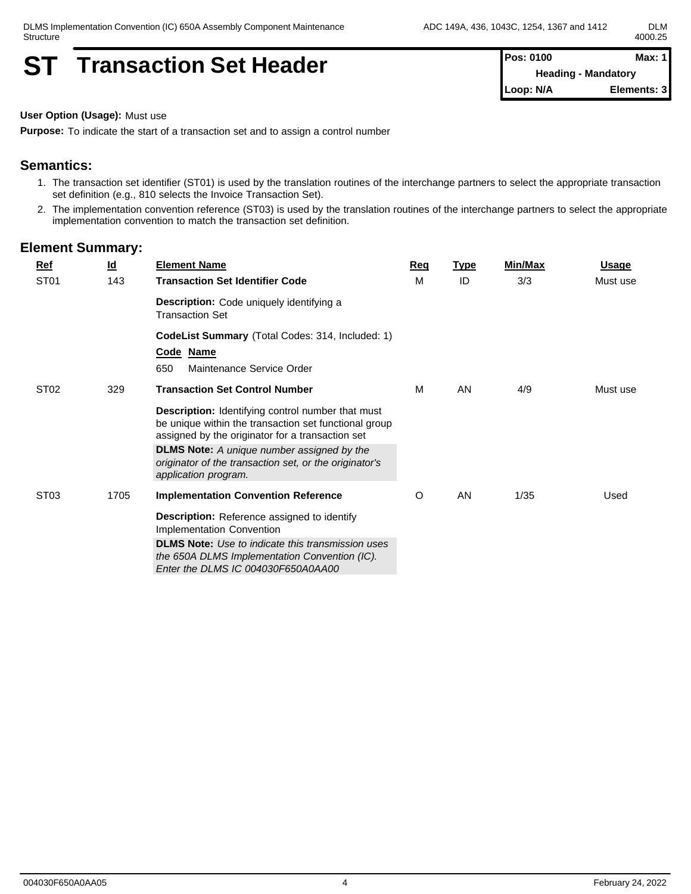# ST Transaction Set Header

| Pos: 0100 | Max: 1 |
|---|---|
| Heading - Mandatory | |
| Loop: N/A | Elements: 3 |

**User Option (Usage):** Must use

**Purpose:** To indicate the start of a transaction set and to assign a control number

## Semantics:

1. The transaction set identifier (ST01) is used by the translation routines of the interchange partners to select the appropriate transaction set definition (e.g., 810 selects the Invoice Transaction Set).
2. The implementation convention reference (ST03) is used by the translation routines of the interchange partners to select the appropriate implementation convention to match the transaction set definition.

## Element Summary:

| Ref | Id | Element Name | Req | Type | Min/Max | Usage |
|---|---|---|---|---|---|---|
| ST01 | 143 | **Transaction Set Identifier Code**<br><br>**Description:** Code uniquely identifying a Transaction Set<br><br>**CodeList Summary** (Total Codes: 314, Included: 1)<br>**Code Name**<br>650 Maintenance Service Order | M | ID | 3/3 | Must use |
| ST02 | 329 | **Transaction Set Control Number**<br><br>**Description:** Identifying control number that must be unique within the transaction set functional group assigned by the originator for a transaction set<br>**DLMS Note:** *A unique number assigned by the originator of the transaction set, or the originator's application program.* | M | AN | 4/9 | Must use |
| ST03 | 1705 | **Implementation Convention Reference**<br><br>**Description:** Reference assigned to identify Implementation Convention<br>**DLMS Note:** *Use to indicate this transmission uses the 650A DLMS Implementation Convention (IC). Enter the DLMS IC 004030F650A0AA00* | O | AN | 1/35 | Used |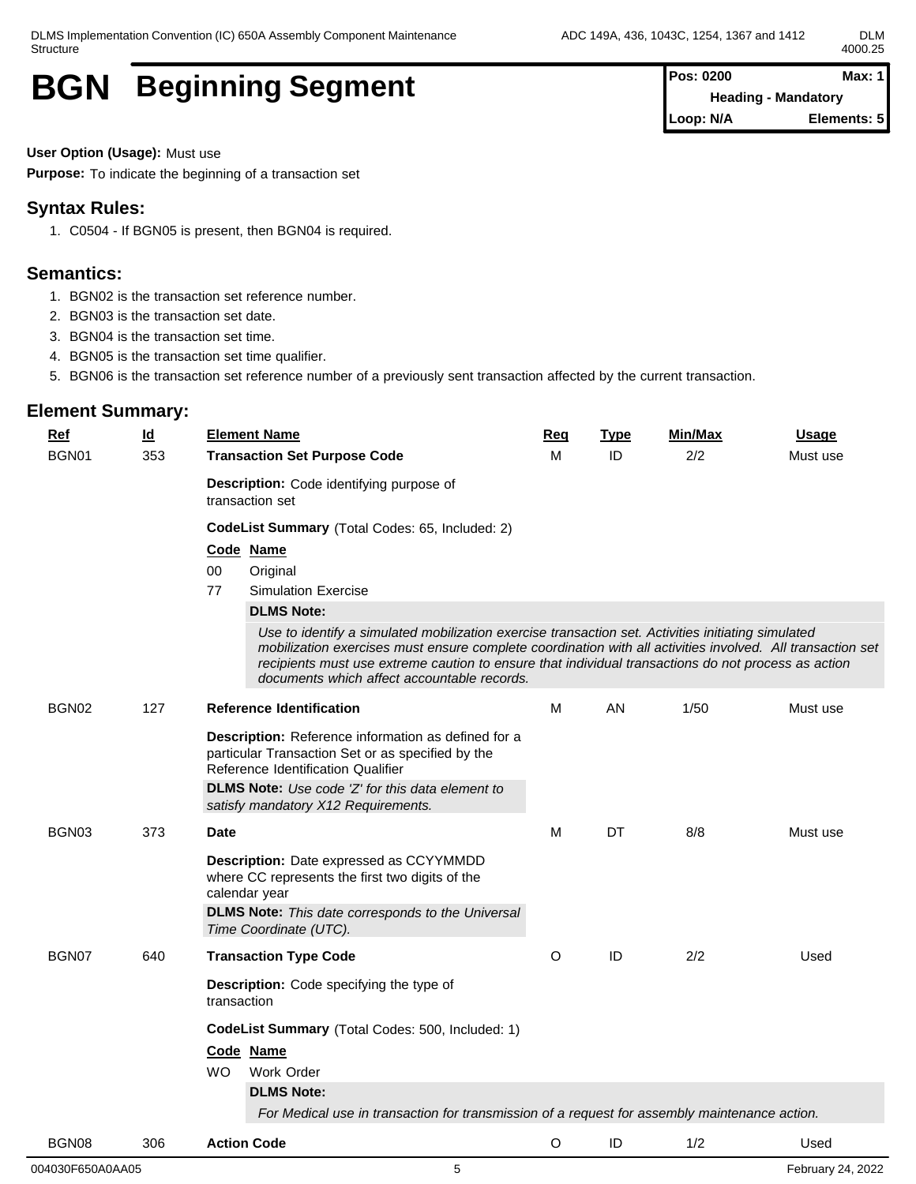# BGN Beginning Segment

**Pos: 0200** | **Max: 1**
**Heading - Mandatory**
**Loop: N/A** | **Elements: 5**

**User Option (Usage):** Must use

**Purpose:** To indicate the beginning of a transaction set

## Syntax Rules:

1. C0504 - If BGN05 is present, then BGN04 is required.

## Semantics:

1. BGN02 is the transaction set reference number.
2. BGN03 is the transaction set date.
3. BGN04 is the transaction set time.
4. BGN05 is the transaction set time qualifier.
5. BGN06 is the transaction set reference number of a previously sent transaction affected by the current transaction.

## Element Summary:

| Ref | Id | Element Name | Req | Type | Min/Max | Usage |
|---|---|---|---|---|---|---|
| BGN01 | 353 | **Transaction Set Purpose Code** | M | ID | 2/2 | Must use |
| BGN02 | 127 | **Reference Identification** | M | AN | 1/50 | Must use |
| BGN03 | 373 | **Date** | M | DT | 8/8 | Must use |
| BGN07 | 640 | **Transaction Type Code** | O | ID | 2/2 | Used |
| BGN08 | 306 | **Action Code** | O | ID | 1/2 | Used |

### BGN01 - Transaction Set Purpose Code

**Description:** Code identifying purpose of transaction set

**CodeList Summary** (Total Codes: 65, Included: 2)

| Code | Name |
|---|---|
| 00 | Original |
| 77 | Simulation Exercise |

**DLMS Note:**

*Use to identify a simulated mobilization exercise transaction set. Activities initiating simulated mobilization exercises must ensure complete coordination with all activities involved. All transaction set recipients must use extreme caution to ensure that individual transactions do not process as action documents which affect accountable records.*

### BGN02 - Reference Identification

**Description:** Reference information as defined for a particular Transaction Set or as specified by the Reference Identification Qualifier

**DLMS Note:** *Use code 'Z' for this data element to satisfy mandatory X12 Requirements.*

### BGN03 - Date

**Description:** Date expressed as CCYYMMDD where CC represents the first two digits of the calendar year

**DLMS Note:** *This date corresponds to the Universal Time Coordinate (UTC).*

### BGN07 - Transaction Type Code

**Description:** Code specifying the type of transaction

**CodeList Summary** (Total Codes: 500, Included: 1)

| Code | Name |
|---|---|
| WO | Work Order |

**DLMS Note:**

*For Medical use in transaction for transmission of a request for assembly maintenance action.*

### BGN08 - Action Code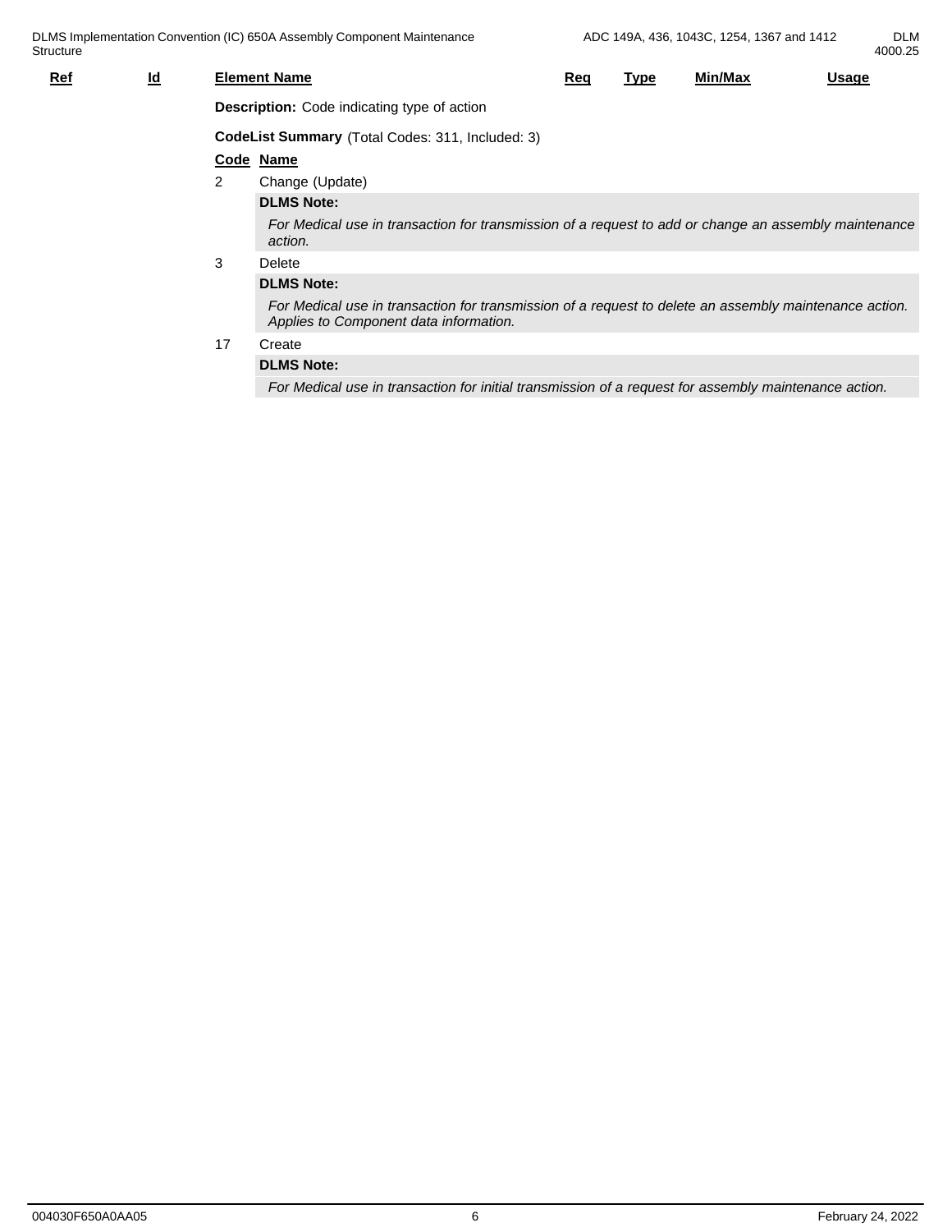| Ref | Id | Element Name | Req | Type | Min/Max | Usage |
|---|---|---|---|---|---|---|

**Description:** Code indicating type of action

**CodeList Summary** (Total Codes: 311, Included: 3)

| Code | Name |
|---|---|
| 2 | Change (Update) |
| 3 | Delete |
| 17 | Create |

**2** Change (Update)

**DLMS Note:**

*For Medical use in transaction for transmission of a request to add or change an assembly maintenance action.*

**3** Delete

**DLMS Note:**

*For Medical use in transaction for transmission of a request to delete an assembly maintenance action. Applies to Component data information.*

**17** Create

**DLMS Note:**

*For Medical use in transaction for initial transmission of a request for assembly maintenance action.*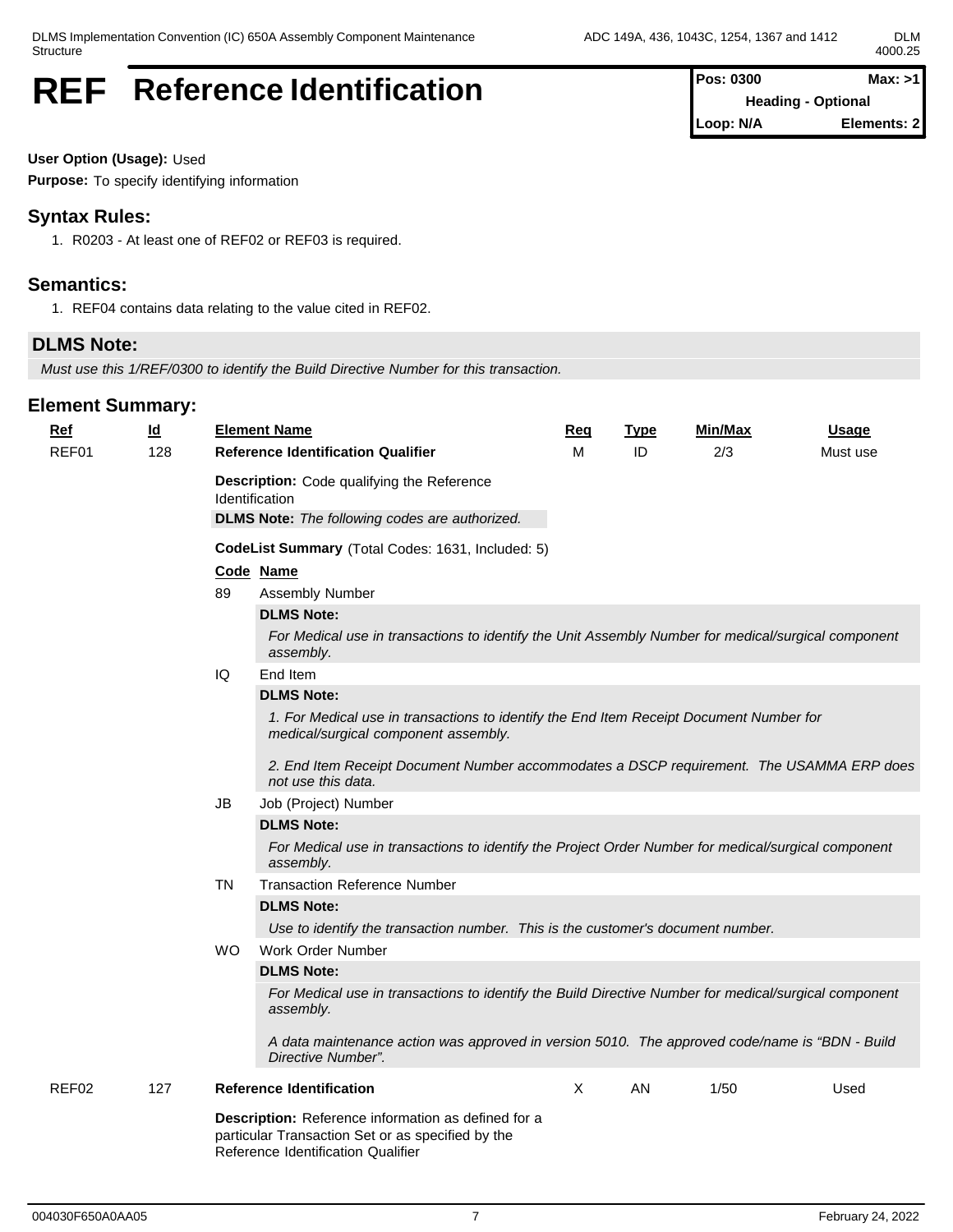# REF Reference Identification

| Pos: 0300 | Max: >1 |
|---|---|
| Heading - Optional | |
| Loop: N/A | Elements: 2 |

**User Option (Usage):** Used

**Purpose:** To specify identifying information

## Syntax Rules:

1. R0203 - At least one of REF02 or REF03 is required.

## Semantics:

1. REF04 contains data relating to the value cited in REF02.

## DLMS Note:

*Must use this 1/REF/0300 to identify the Build Directive Number for this transaction.*

## Element Summary:

| Ref | Id | Element Name | Req | Type | Min/Max | Usage |
|---|---|---|---|---|---|---|
| REF01 | 128 | **Reference Identification Qualifier** | M | ID | 2/3 | Must use |

**Description:** Code qualifying the Reference Identification

**DLMS Note:** *The following codes are authorized.*

**CodeList Summary** (Total Codes: 1631, Included: 5)

| Code | Name |
|---|---|
| 89 | Assembly Number |
| | **DLMS Note:** *For Medical use in transactions to identify the Unit Assembly Number for medical/surgical component assembly.* |
| IQ | End Item |
| | **DLMS Note:** *1. For Medical use in transactions to identify the End Item Receipt Document Number for medical/surgical component assembly.* *2. End Item Receipt Document Number accommodates a DSCP requirement. The USAMMA ERP does not use this data.* |
| JB | Job (Project) Number |
| | **DLMS Note:** *For Medical use in transactions to identify the Project Order Number for medical/surgical component assembly.* |
| TN | Transaction Reference Number |
| | **DLMS Note:** *Use to identify the transaction number. This is the customer's document number.* |
| WO | Work Order Number |
| | **DLMS Note:** *For Medical use in transactions to identify the Build Directive Number for medical/surgical component assembly.* *A data maintenance action was approved in version 5010. The approved code/name is "BDN - Build Directive Number".* |

| Ref | Id | Element Name | Req | Type | Min/Max | Usage |
|---|---|---|---|---|---|---|
| REF02 | 127 | **Reference Identification** | X | AN | 1/50 | Used |

**Description:** Reference information as defined for a particular Transaction Set or as specified by the Reference Identification Qualifier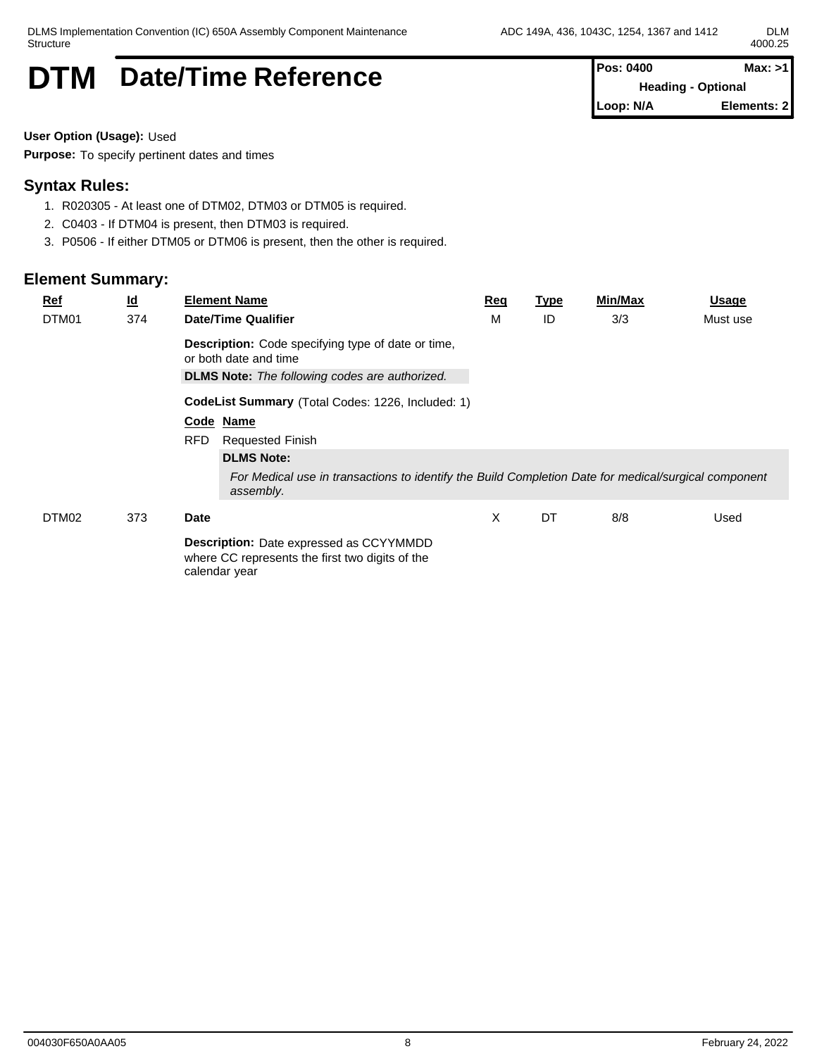# DTM Date/Time Reference

| Pos: 0400 | Max: >1 |
|---|---|
| Heading - Optional | |
| Loop: N/A | Elements: 2 |

**User Option (Usage):** Used

**Purpose:** To specify pertinent dates and times

## Syntax Rules:

1. R020305 - At least one of DTM02, DTM03 or DTM05 is required.
2. C0403 - If DTM04 is present, then DTM03 is required.
3. P0506 - If either DTM05 or DTM06 is present, then the other is required.

## Element Summary:

| Ref | Id | Element Name | Req | Type | Min/Max | Usage |
|---|---|---|---|---|---|---|
| DTM01 | 374 | **Date/Time Qualifier** | M | ID | 3/3 | Must use |

**Description:** Code specifying type of date or time, or both date and time

**DLMS Note:** *The following codes are authorized.*

**CodeList Summary** (Total Codes: 1226, Included: 1)

| Code | Name |
|---|---|
| RFD | Requested Finish |

**DLMS Note:**

*For Medical use in transactions to identify the Build Completion Date for medical/surgical component assembly.*

| Ref | Id | Element Name | Req | Type | Min/Max | Usage |
|---|---|---|---|---|---|---|
| DTM02 | 373 | **Date** | X | DT | 8/8 | Used |

**Description:** Date expressed as CCYYMMDD where CC represents the first two digits of the calendar year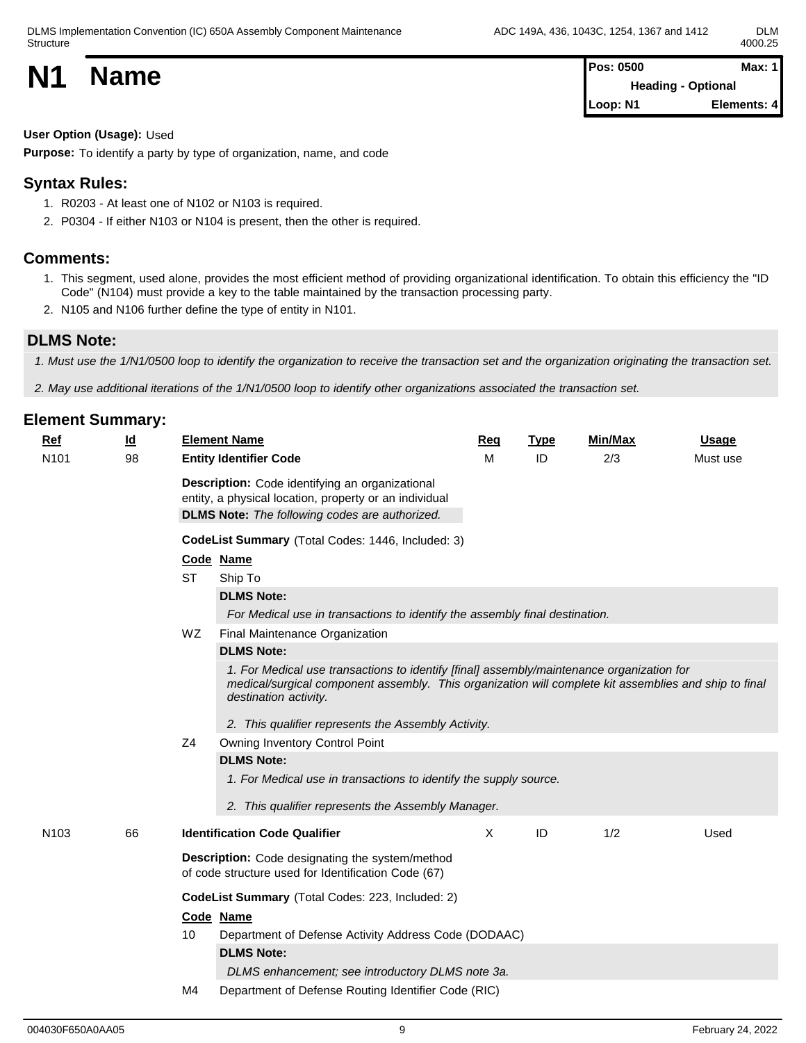# N1 Name

| Pos: 0500 | Max: 1 |
|---|---|
| Heading - Optional | |
| Loop: N1 | Elements: 4 |

**User Option (Usage):** Used

**Purpose:** To identify a party by type of organization, name, and code

## Syntax Rules:

1. R0203 - At least one of N102 or N103 is required.
2. P0304 - If either N103 or N104 is present, then the other is required.

## Comments:

1. This segment, used alone, provides the most efficient method of providing organizational identification. To obtain this efficiency the "ID Code" (N104) must provide a key to the table maintained by the transaction processing party.
2. N105 and N106 further define the type of entity in N101.

## DLMS Note:

*1. Must use the 1/N1/0500 loop to identify the organization to receive the transaction set and the organization originating the transaction set.*

*2. May use additional iterations of the 1/N1/0500 loop to identify other organizations associated the transaction set.*

## Element Summary:

| Ref | Id | Element Name | Req | Type | Min/Max | Usage |
|---|---|---|---|---|---|---|
| N101 | 98 | **Entity Identifier Code** | M | ID | 2/3 | Must use |

**Description:** Code identifying an organizational entity, a physical location, property or an individual

**DLMS Note:** *The following codes are authorized.*

**CodeList Summary** (Total Codes: 1446, Included: 3)

| Code | Name |
|---|---|
| ST | Ship To |
| WZ | Final Maintenance Organization |
| Z4 | Owning Inventory Control Point |

**ST** Ship To

**DLMS Note:**

*For Medical use in transactions to identify the assembly final destination.*

**WZ** Final Maintenance Organization

**DLMS Note:**

*1. For Medical use transactions to identify [final] assembly/maintenance organization for medical/surgical component assembly. This organization will complete kit assemblies and ship to final destination activity.*

*2. This qualifier represents the Assembly Activity.*

**Z4** Owning Inventory Control Point

**DLMS Note:**

*1. For Medical use in transactions to identify the supply source.*

*2. This qualifier represents the Assembly Manager.*

| Ref | Id | Element Name | Req | Type | Min/Max | Usage |
|---|---|---|---|---|---|---|
| N103 | 66 | **Identification Code Qualifier** | X | ID | 1/2 | Used |

**Description:** Code designating the system/method of code structure used for Identification Code (67)

**CodeList Summary** (Total Codes: 223, Included: 2)

| Code | Name |
|---|---|
| 10 | Department of Defense Activity Address Code (DODAAC) |
| M4 | Department of Defense Routing Identifier Code (RIC) |

**10** Department of Defense Activity Address Code (DODAAC)

**DLMS Note:**

*DLMS enhancement; see introductory DLMS note 3a.*

**M4** Department of Defense Routing Identifier Code (RIC)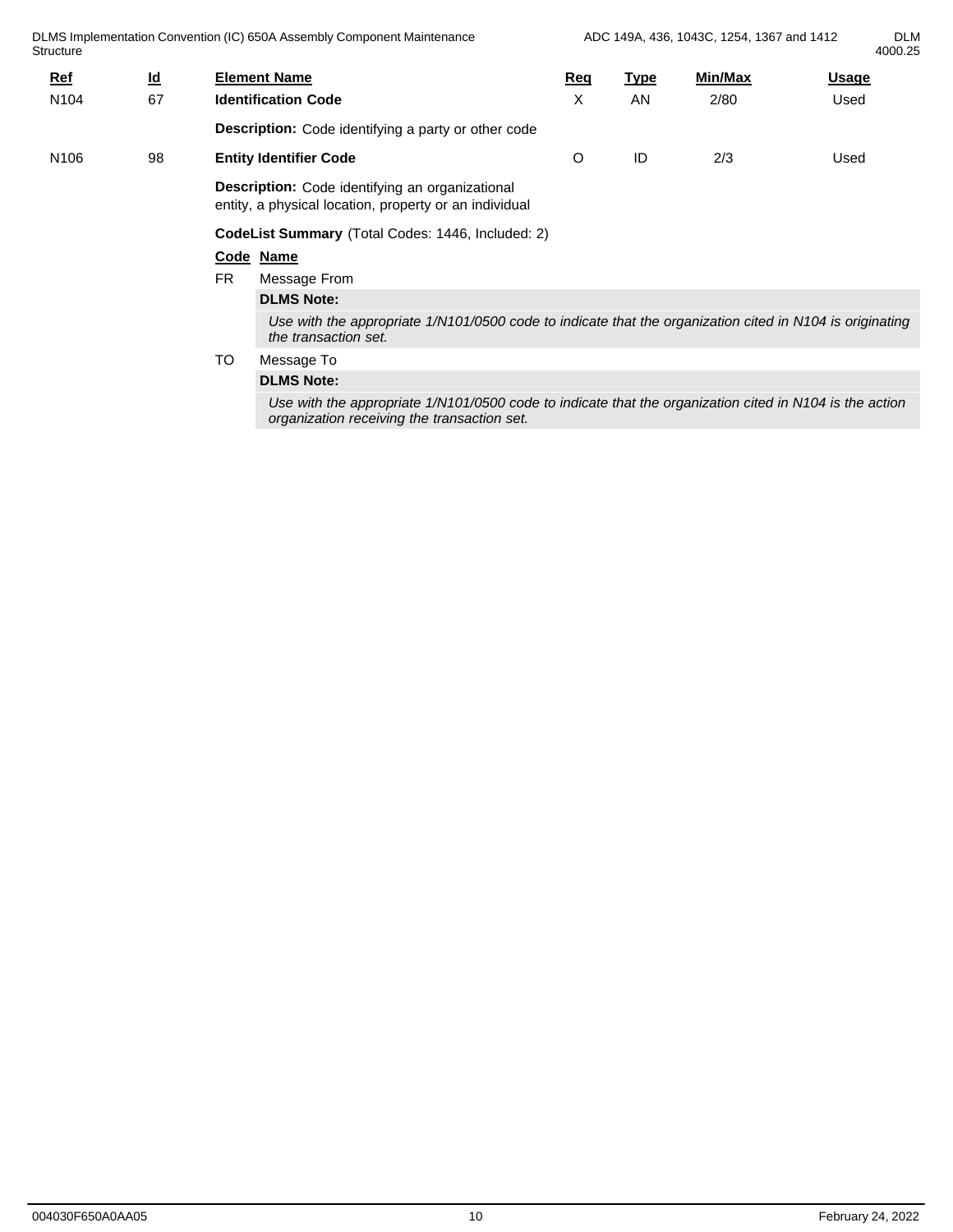| Ref | Id | Element Name | Req | Type | Min/Max | Usage |
|---|---|---|---|---|---|---|
| N104 | 67 | **Identification Code** | X | AN | 2/80 | Used |

**Description:** Code identifying a party or other code

| Ref | Id | Element Name | Req | Type | Min/Max | Usage |
|---|---|---|---|---|---|---|
| N106 | 98 | **Entity Identifier Code** | O | ID | 2/3 | Used |

**Description:** Code identifying an organizational entity, a physical location, property or an individual

**CodeList Summary** (Total Codes: 1446, Included: 2)

| Code | Name |
|---|---|
| FR | Message From |
| TO | Message To |

**FR** Message From

**DLMS Note:**

*Use with the appropriate 1/N101/0500 code to indicate that the organization cited in N104 is originating the transaction set.*

**TO** Message To

**DLMS Note:**

*Use with the appropriate 1/N101/0500 code to indicate that the organization cited in N104 is the action organization receiving the transaction set.*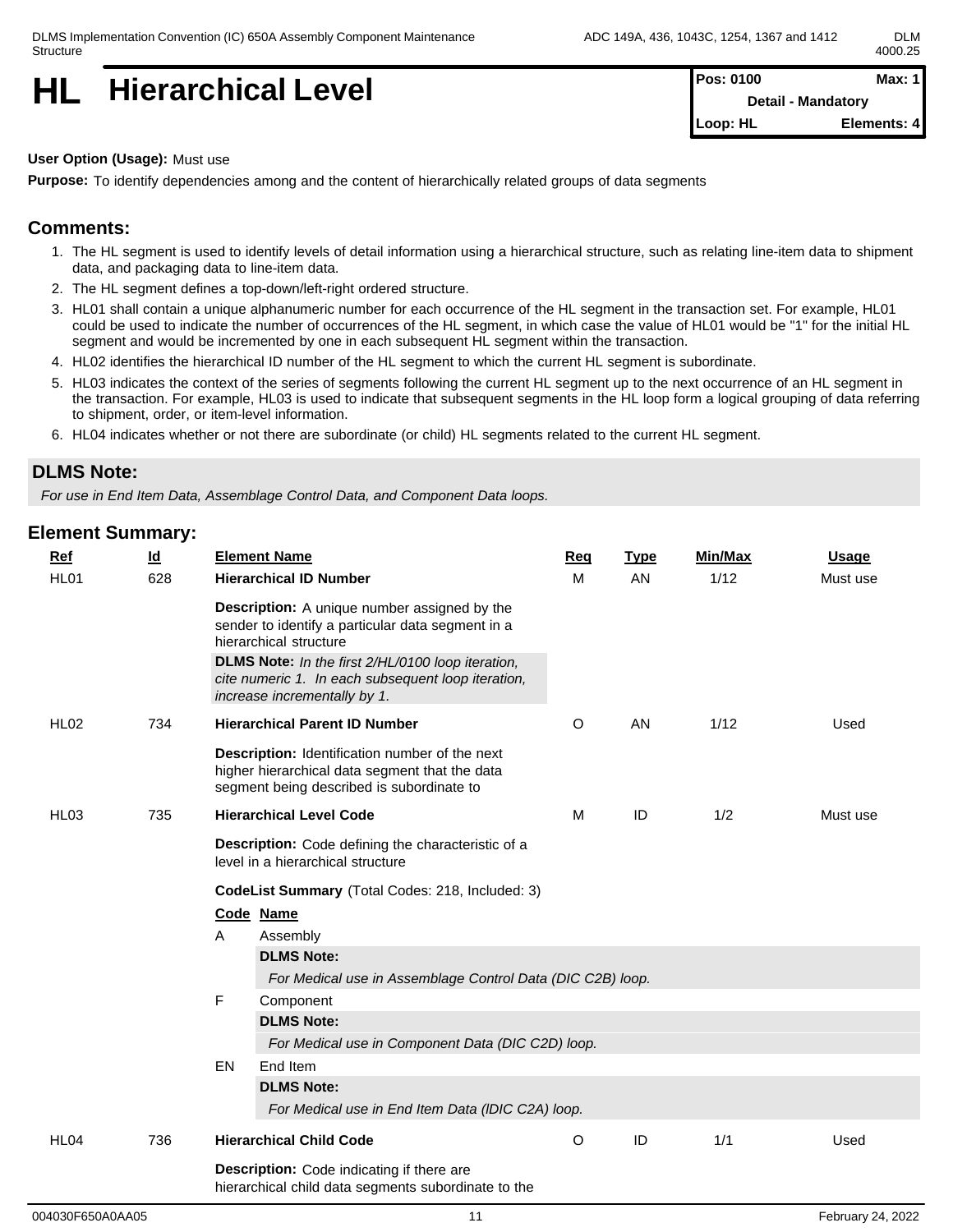# HL Hierarchical Level

| Pos: 0100 | Max: 1 |
|---|---|
| Detail - Mandatory | |
| Loop: HL | Elements: 4 |

**User Option (Usage):** Must use

**Purpose:** To identify dependencies among and the content of hierarchically related groups of data segments

## Comments:

1. The HL segment is used to identify levels of detail information using a hierarchical structure, such as relating line-item data to shipment data, and packaging data to line-item data.
2. The HL segment defines a top-down/left-right ordered structure.
3. HL01 shall contain a unique alphanumeric number for each occurrence of the HL segment in the transaction set. For example, HL01 could be used to indicate the number of occurrences of the HL segment, in which case the value of HL01 would be "1" for the initial HL segment and would be incremented by one in each subsequent HL segment within the transaction.
4. HL02 identifies the hierarchical ID number of the HL segment to which the current HL segment is subordinate.
5. HL03 indicates the context of the series of segments following the current HL segment up to the next occurrence of an HL segment in the transaction. For example, HL03 is used to indicate that subsequent segments in the HL loop form a logical grouping of data referring to shipment, order, or item-level information.
6. HL04 indicates whether or not there are subordinate (or child) HL segments related to the current HL segment.

## DLMS Note:

*For use in End Item Data, Assemblage Control Data, and Component Data loops.*

## Element Summary:

| Ref | Id | Element Name | Req | Type | Min/Max | Usage |
|---|---|---|---|---|---|---|
| HL01 | 628 | **Hierarchical ID Number** | M | AN | 1/12 | Must use |
| | | **Description:** A unique number assigned by the sender to identify a particular data segment in a hierarchical structure | | | | |
| | | **DLMS Note:** *In the first 2/HL/0100 loop iteration, cite numeric 1. In each subsequent loop iteration, increase incrementally by 1.* | | | | |
| HL02 | 734 | **Hierarchical Parent ID Number** | O | AN | 1/12 | Used |
| | | **Description:** Identification number of the next higher hierarchical data segment that the data segment being described is subordinate to | | | | |
| HL03 | 735 | **Hierarchical Level Code** | M | ID | 1/2 | Must use |
| | | **Description:** Code defining the characteristic of a level in a hierarchical structure | | | | |
| HL04 | 736 | **Hierarchical Child Code** | O | ID | 1/1 | Used |
| | | **Description:** Code indicating if there are hierarchical child data segments subordinate to the | | | | |

**HL03 CodeList Summary** (Total Codes: 218, Included: 3)

| Code | Name |
|---|---|
| A | Assembly |
| | **DLMS Note:** *For Medical use in Assemblage Control Data (DIC C2B) loop.* |
| F | Component |
| | **DLMS Note:** *For Medical use in Component Data (DIC C2D) loop.* |
| EN | End Item |
| | **DLMS Note:** *For Medical use in End Item Data (lDIC C2A) loop.* |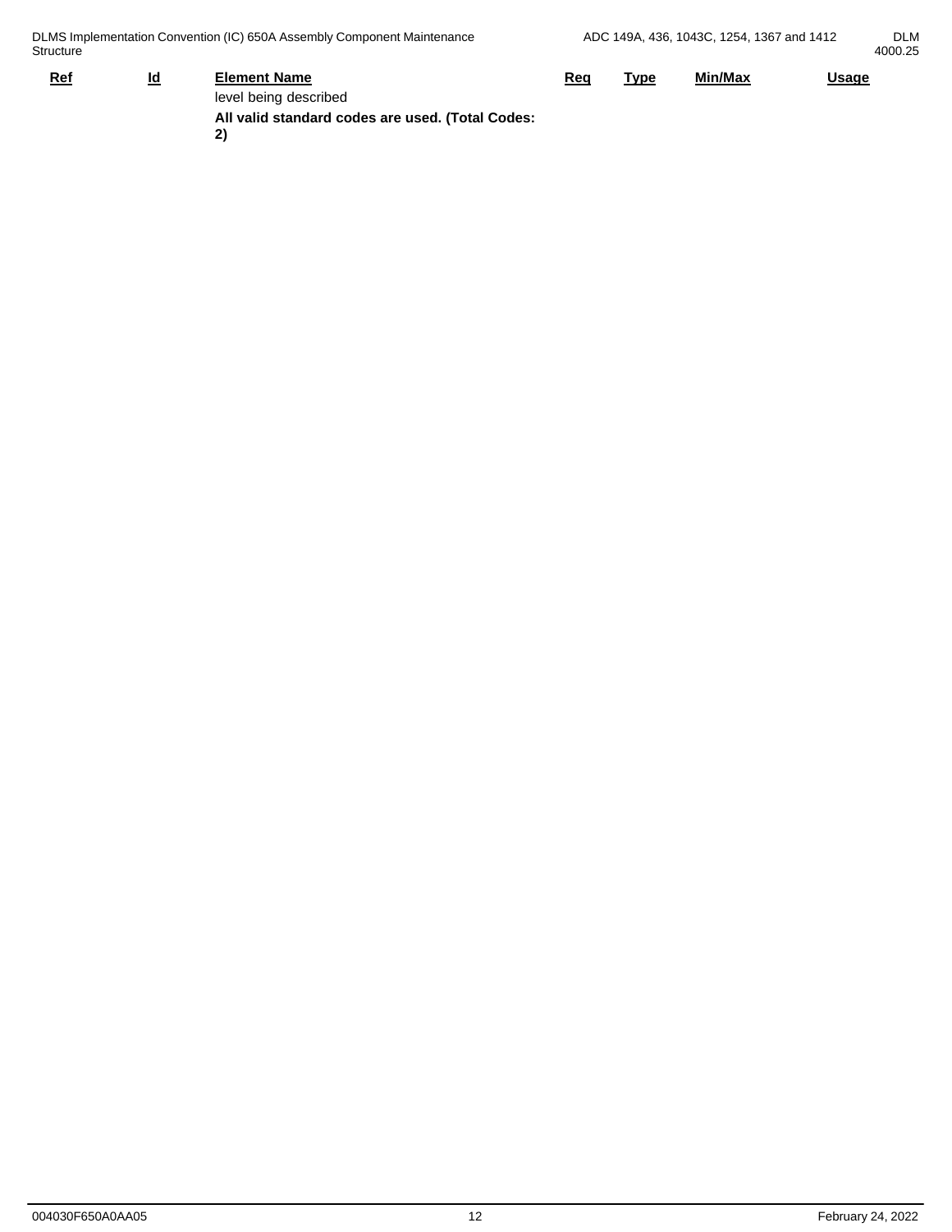| Ref | Id | Element Name | Req | Type | Min/Max | Usage |
|---|---|---|---|---|---|---|
| | | level being described<br>**All valid standard codes are used. (Total Codes: 2)** | | | | |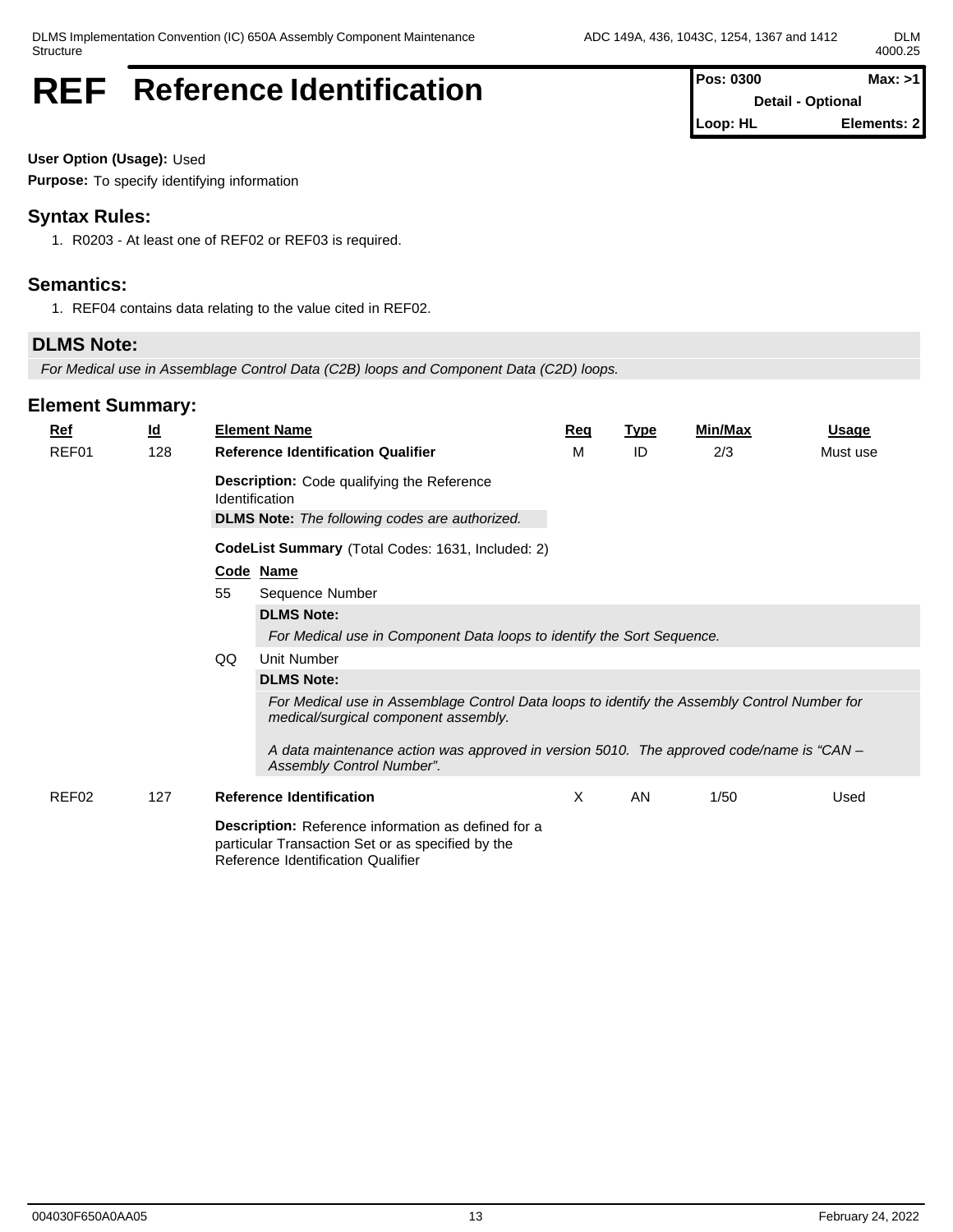# REF Reference Identification

| Pos: 0300 | Max: >1 |
|---|---|
| Detail - Optional | |
| Loop: HL | Elements: 2 |

**User Option (Usage):** Used

**Purpose:** To specify identifying information

## Syntax Rules:

1. R0203 - At least one of REF02 or REF03 is required.

## Semantics:

1. REF04 contains data relating to the value cited in REF02.

## DLMS Note:

*For Medical use in Assemblage Control Data (C2B) loops and Component Data (C2D) loops.*

## Element Summary:

| Ref | Id | Element Name | Req | Type | Min/Max | Usage |
|---|---|---|---|---|---|---|
| REF01 | 128 | **Reference Identification Qualifier** | M | ID | 2/3 | Must use |

**Description:** Code qualifying the Reference Identification

**DLMS Note:** *The following codes are authorized.*

**CodeList Summary** (Total Codes: 1631, Included: 2)

| Code | Name |
|---|---|
| 55 | Sequence Number |
| QQ | Unit Number |

**55 – DLMS Note:**

*For Medical use in Component Data loops to identify the Sort Sequence.*

**QQ – DLMS Note:**

*For Medical use in Assemblage Control Data loops to identify the Assembly Control Number for medical/surgical component assembly.*

*A data maintenance action was approved in version 5010. The approved code/name is "CAN – Assembly Control Number".*

| Ref | Id | Element Name | Req | Type | Min/Max | Usage |
|---|---|---|---|---|---|---|
| REF02 | 127 | **Reference Identification** | X | AN | 1/50 | Used |

**Description:** Reference information as defined for a particular Transaction Set or as specified by the Reference Identification Qualifier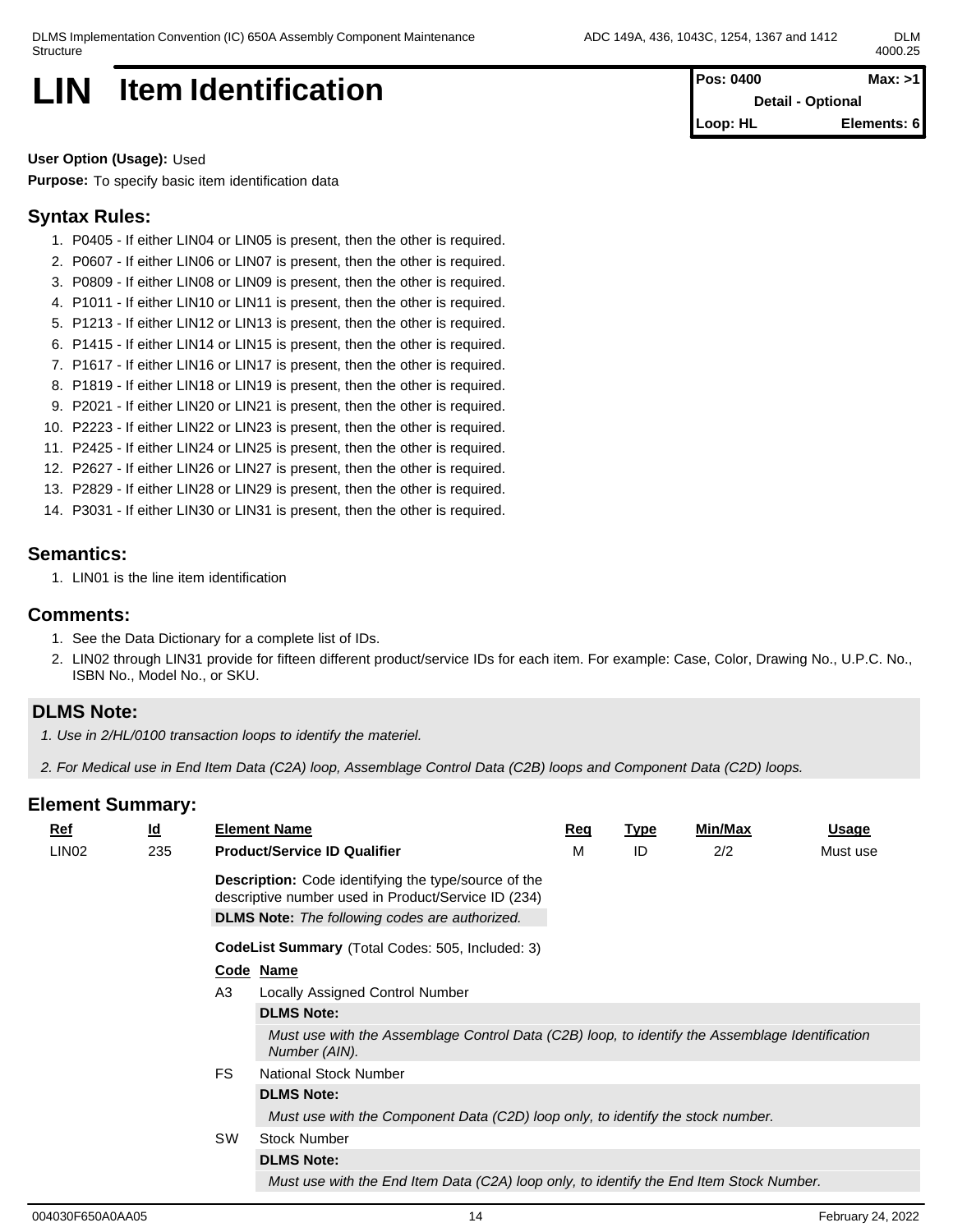# LIN Item Identification

| Pos: 0400 | Max: >1 |
|---|---|
| Detail - Optional | |
| Loop: HL | Elements: 6 |

**User Option (Usage):** Used

**Purpose:** To specify basic item identification data

## Syntax Rules:

1. P0405 - If either LIN04 or LIN05 is present, then the other is required.
2. P0607 - If either LIN06 or LIN07 is present, then the other is required.
3. P0809 - If either LIN08 or LIN09 is present, then the other is required.
4. P1011 - If either LIN10 or LIN11 is present, then the other is required.
5. P1213 - If either LIN12 or LIN13 is present, then the other is required.
6. P1415 - If either LIN14 or LIN15 is present, then the other is required.
7. P1617 - If either LIN16 or LIN17 is present, then the other is required.
8. P1819 - If either LIN18 or LIN19 is present, then the other is required.
9. P2021 - If either LIN20 or LIN21 is present, then the other is required.
10. P2223 - If either LIN22 or LIN23 is present, then the other is required.
11. P2425 - If either LIN24 or LIN25 is present, then the other is required.
12. P2627 - If either LIN26 or LIN27 is present, then the other is required.
13. P2829 - If either LIN28 or LIN29 is present, then the other is required.
14. P3031 - If either LIN30 or LIN31 is present, then the other is required.

## Semantics:

1. LIN01 is the line item identification

## Comments:

1. See the Data Dictionary for a complete list of IDs.
2. LIN02 through LIN31 provide for fifteen different product/service IDs for each item. For example: Case, Color, Drawing No., U.P.C. No., ISBN No., Model No., or SKU.

## DLMS Note:

*1. Use in 2/HL/0100 transaction loops to identify the materiel.*

*2. For Medical use in End Item Data (C2A) loop, Assemblage Control Data (C2B) loops and Component Data (C2D) loops.*

## Element Summary:

| Ref | Id | Element Name | Req | Type | Min/Max | Usage |
|---|---|---|---|---|---|---|
| LIN02 | 235 | **Product/Service ID Qualifier** | M | ID | 2/2 | Must use |

**Description:** Code identifying the type/source of the descriptive number used in Product/Service ID (234)

**DLMS Note:** *The following codes are authorized.*

**CodeList Summary** (Total Codes: 505, Included: 3)

| Code | Name |
|---|---|
| A3 | Locally Assigned Control Number<br>**DLMS Note:**<br>*Must use with the Assemblage Control Data (C2B) loop, to identify the Assemblage Identification Number (AIN).* |
| FS | National Stock Number<br>**DLMS Note:**<br>*Must use with the Component Data (C2D) loop only, to identify the stock number.* |
| SW | Stock Number<br>**DLMS Note:**<br>*Must use with the End Item Data (C2A) loop only, to identify the End Item Stock Number.* |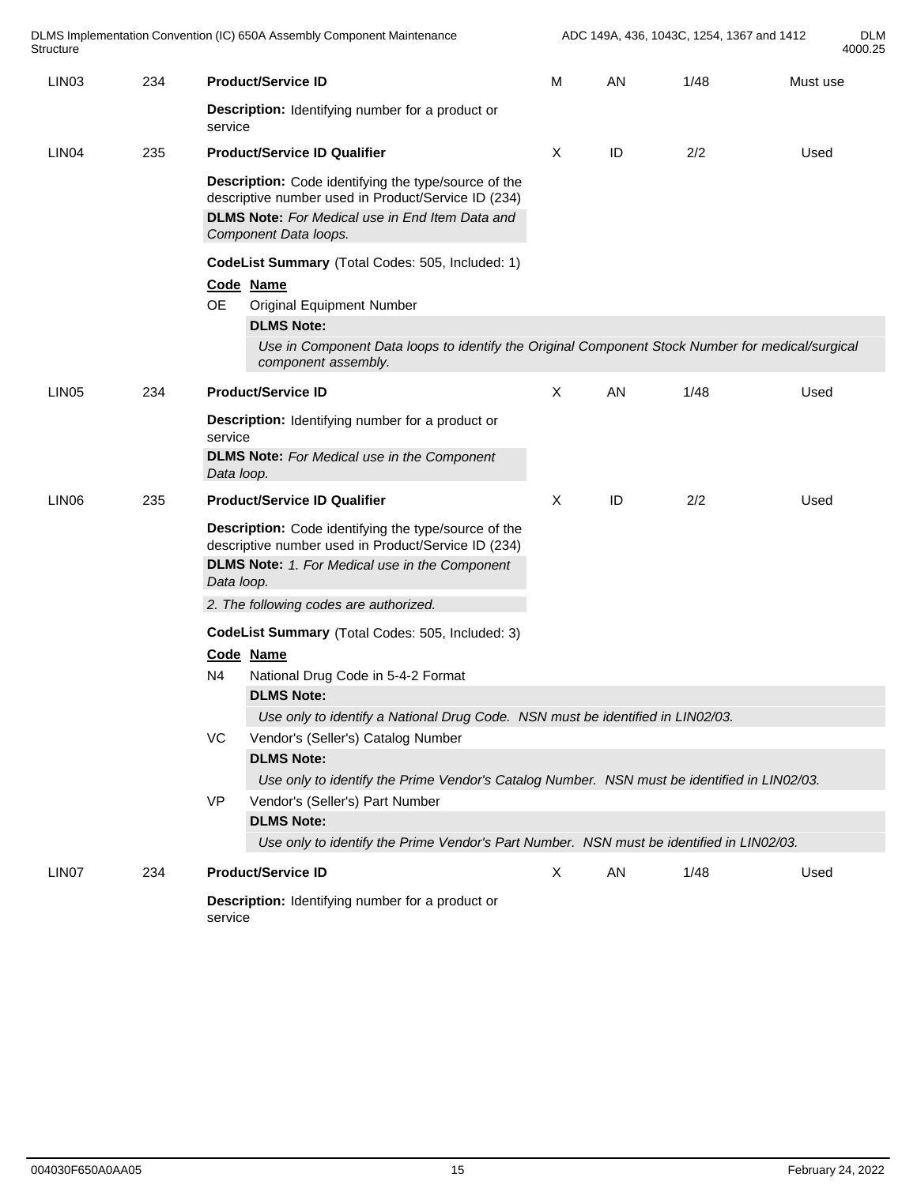| | | | | | | |
|---|---|---|---|---|---|---|
| LIN03 | 234 | **Product/Service ID** | M | AN | 1/48 | Must use |

**Description:** Identifying number for a product or service

| | | | | | | |
|---|---|---|---|---|---|---|
| LIN04 | 235 | **Product/Service ID Qualifier** | X | ID | 2/2 | Used |

**Description:** Code identifying the type/source of the descriptive number used in Product/Service ID (234)

**DLMS Note:** *For Medical use in End Item Data and Component Data loops.*

**CodeList Summary** (Total Codes: 505, Included: 1)

| Code | Name |
|---|---|
| OE | Original Equipment Number |

**DLMS Note:**

*Use in Component Data loops to identify the Original Component Stock Number for medical/surgical component assembly.*

| | | | | | | |
|---|---|---|---|---|---|---|
| LIN05 | 234 | **Product/Service ID** | X | AN | 1/48 | Used |

**Description:** Identifying number for a product or service

**DLMS Note:** *For Medical use in the Component Data loop.*

| | | | | | | |
|---|---|---|---|---|---|---|
| LIN06 | 235 | **Product/Service ID Qualifier** | X | ID | 2/2 | Used |

**Description:** Code identifying the type/source of the descriptive number used in Product/Service ID (234)

**DLMS Note:** *1. For Medical use in the Component Data loop.*

*2. The following codes are authorized.*

**CodeList Summary** (Total Codes: 505, Included: 3)

| Code | Name |
|---|---|
| N4 | National Drug Code in 5-4-2 Format |

**DLMS Note:**

*Use only to identify a National Drug Code. NSN must be identified in LIN02/03.*

| Code | Name |
|---|---|
| VC | Vendor's (Seller's) Catalog Number |

**DLMS Note:**

*Use only to identify the Prime Vendor's Catalog Number. NSN must be identified in LIN02/03.*

| Code | Name |
|---|---|
| VP | Vendor's (Seller's) Part Number |

**DLMS Note:**

*Use only to identify the Prime Vendor's Part Number. NSN must be identified in LIN02/03.*

| | | | | | | |
|---|---|---|---|---|---|---|
| LIN07 | 234 | **Product/Service ID** | X | AN | 1/48 | Used |

**Description:** Identifying number for a product or service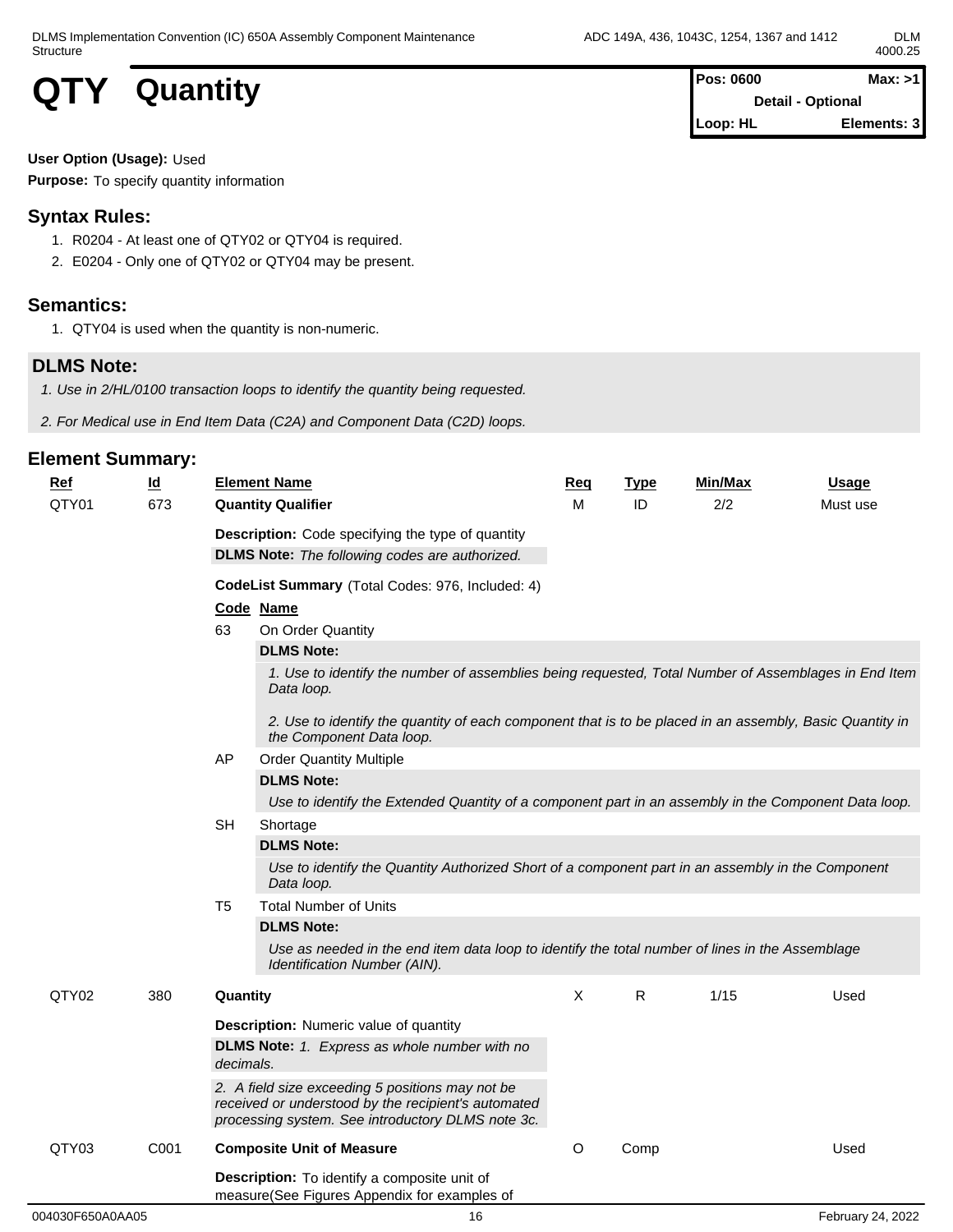# QTY Quantity

| Pos: 0600 | Max: >1 |
|---|---|
| Detail - Optional | |
| Loop: HL | Elements: 3 |

**User Option (Usage):** Used

**Purpose:** To specify quantity information

## Syntax Rules:

1. R0204 - At least one of QTY02 or QTY04 is required.
2. E0204 - Only one of QTY02 or QTY04 may be present.

## Semantics:

1. QTY04 is used when the quantity is non-numeric.

## DLMS Note:

*1. Use in 2/HL/0100 transaction loops to identify the quantity being requested.*

*2. For Medical use in End Item Data (C2A) and Component Data (C2D) loops.*

## Element Summary:

| Ref | Id | Element Name | Req | Type | Min/Max | Usage |
|---|---|---|---|---|---|---|
| QTY01 | 673 | **Quantity Qualifier** | M | ID | 2/2 | Must use |

**Description:** Code specifying the type of quantity

**DLMS Note:** *The following codes are authorized.*

**CodeList Summary** (Total Codes: 976, Included: 4)

| Code | Name |
|---|---|
| 63 | On Order Quantity |
| AP | Order Quantity Multiple |
| SH | Shortage |
| T5 | Total Number of Units |

**63 On Order Quantity**

**DLMS Note:**

*1. Use to identify the number of assemblies being requested, Total Number of Assemblages in End Item Data loop.*

*2. Use to identify the quantity of each component that is to be placed in an assembly, Basic Quantity in the Component Data loop.*

**AP Order Quantity Multiple**

**DLMS Note:**

*Use to identify the Extended Quantity of a component part in an assembly in the Component Data loop.*

**SH Shortage**

**DLMS Note:**

*Use to identify the Quantity Authorized Short of a component part in an assembly in the Component Data loop.*

**T5 Total Number of Units**

**DLMS Note:**

*Use as needed in the end item data loop to identify the total number of lines in the Assemblage Identification Number (AIN).*

| Ref | Id | Element Name | Req | Type | Min/Max | Usage |
|---|---|---|---|---|---|---|
| QTY02 | 380 | **Quantity** | X | R | 1/15 | Used |

**Description:** Numeric value of quantity

**DLMS Note:** *1. Express as whole number with no decimals.*

*2. A field size exceeding 5 positions may not be received or understood by the recipient's automated processing system. See introductory DLMS note 3c.*

| Ref | Id | Element Name | Req | Type | Min/Max | Usage |
|---|---|---|---|---|---|---|
| QTY03 | C001 | **Composite Unit of Measure** | O | Comp | | Used |

**Description:** To identify a composite unit of measure(See Figures Appendix for examples of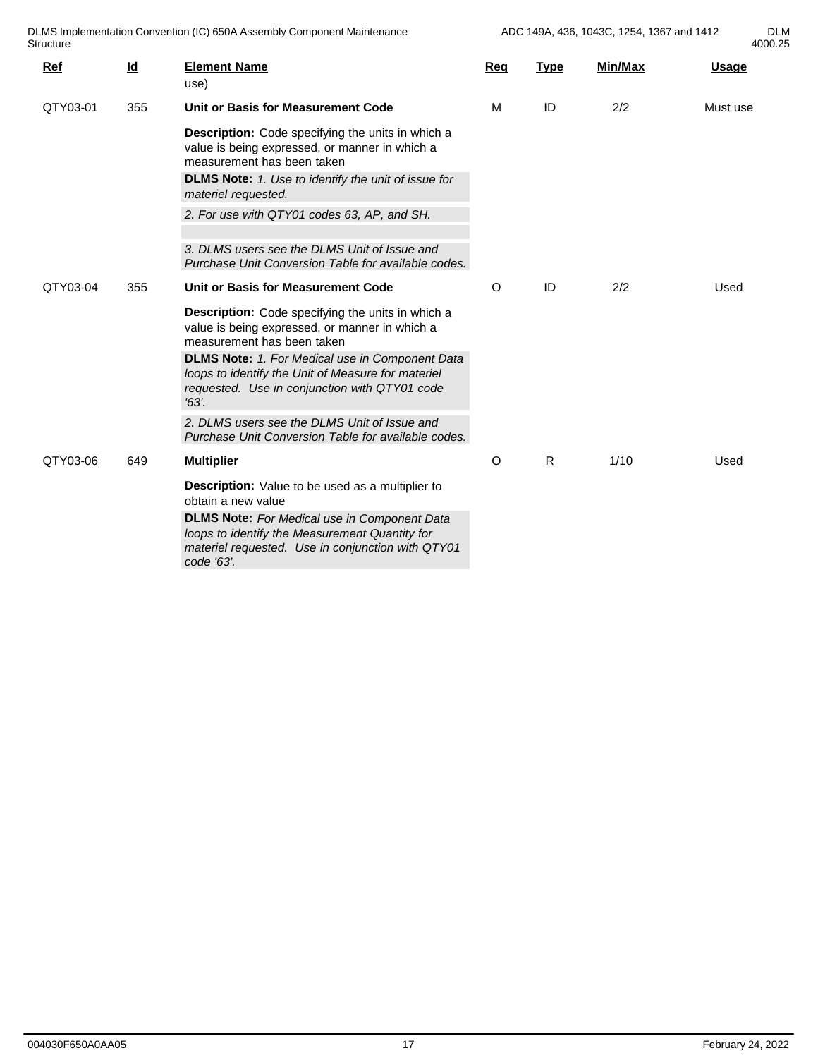| Ref | Id | Element Name | Req | Type | Min/Max | Usage |
|---|---|---|---|---|---|---|
| | | use) | | | | |
| QTY03-01 | 355 | **Unit or Basis for Measurement Code** | M | ID | 2/2 | Must use |
| | | **Description:** Code specifying the units in which a value is being expressed, or manner in which a measurement has been taken | | | | |
| | | **DLMS Note:** *1. Use to identify the unit of issue for materiel requested.* | | | | |
| | | *2. For use with QTY01 codes 63, AP, and SH.* | | | | |
| | | *3. DLMS users see the DLMS Unit of Issue and Purchase Unit Conversion Table for available codes.* | | | | |
| QTY03-04 | 355 | **Unit or Basis for Measurement Code** | O | ID | 2/2 | Used |
| | | **Description:** Code specifying the units in which a value is being expressed, or manner in which a measurement has been taken | | | | |
| | | **DLMS Note:** *1. For Medical use in Component Data loops to identify the Unit of Measure for materiel requested. Use in conjunction with QTY01 code '63'.* | | | | |
| | | *2. DLMS users see the DLMS Unit of Issue and Purchase Unit Conversion Table for available codes.* | | | | |
| QTY03-06 | 649 | **Multiplier** | O | R | 1/10 | Used |
| | | **Description:** Value to be used as a multiplier to obtain a new value | | | | |
| | | **DLMS Note:** *For Medical use in Component Data loops to identify the Measurement Quantity for materiel requested. Use in conjunction with QTY01 code '63'.* | | | | |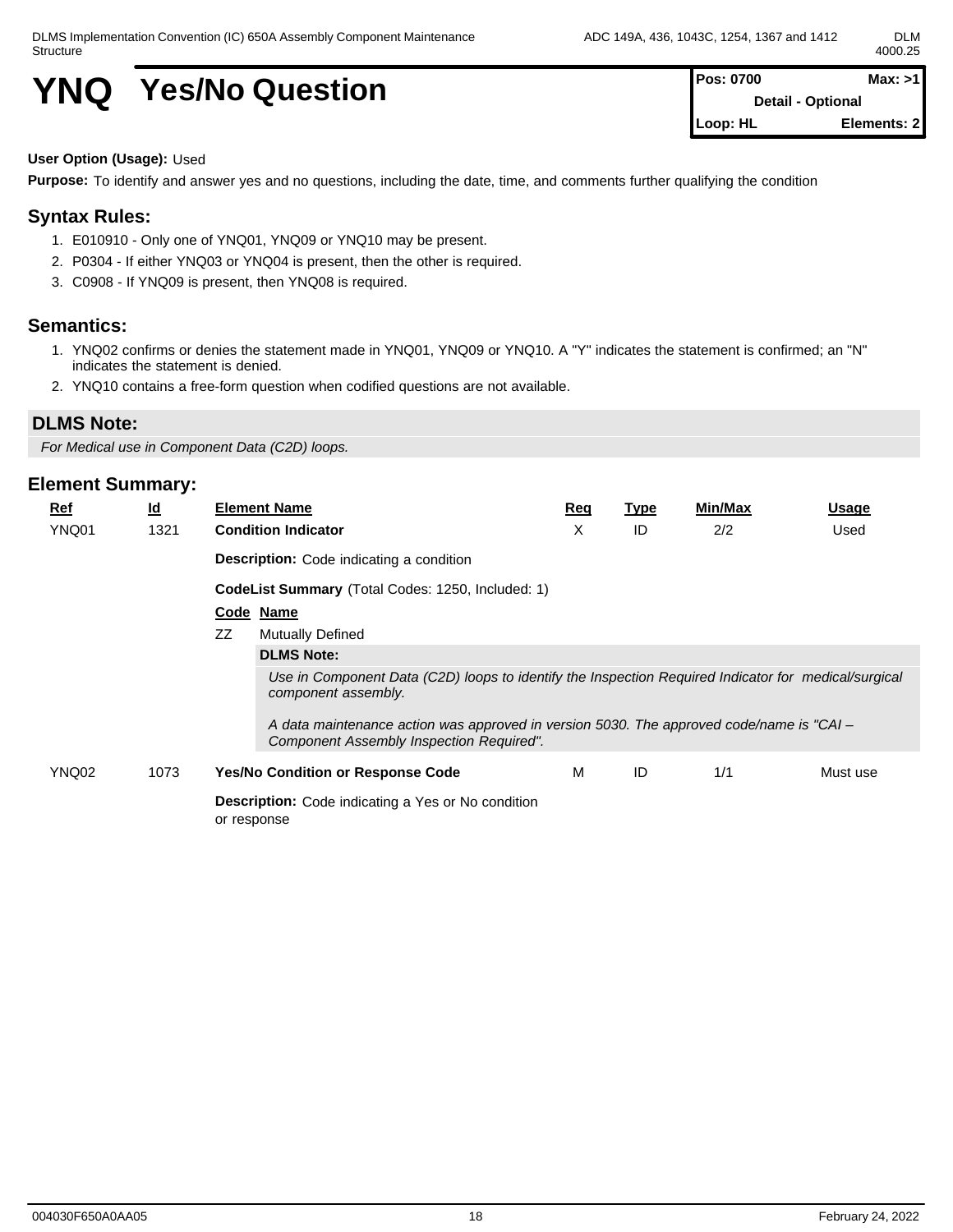# YNQ Yes/No Question

| Pos: 0700 | Max: >1 |
|---|---|
| Detail - Optional | |
| Loop: HL | Elements: 2 |

**User Option (Usage):** Used

**Purpose:** To identify and answer yes and no questions, including the date, time, and comments further qualifying the condition

## Syntax Rules:

1. E010910 - Only one of YNQ01, YNQ09 or YNQ10 may be present.
2. P0304 - If either YNQ03 or YNQ04 is present, then the other is required.
3. C0908 - If YNQ09 is present, then YNQ08 is required.

## Semantics:

1. YNQ02 confirms or denies the statement made in YNQ01, YNQ09 or YNQ10. A "Y" indicates the statement is confirmed; an "N" indicates the statement is denied.
2. YNQ10 contains a free-form question when codified questions are not available.

## DLMS Note:

*For Medical use in Component Data (C2D) loops.*

## Element Summary:

| Ref | Id | Element Name | Req | Type | Min/Max | Usage |
|---|---|---|---|---|---|---|
| YNQ01 | 1321 | **Condition Indicator** | X | ID | 2/2 | Used |

**Description:** Code indicating a condition

**CodeList Summary** (Total Codes: 1250, Included: 1)

| Code | Name |
|---|---|
| ZZ | Mutually Defined |

**DLMS Note:**

*Use in Component Data (C2D) loops to identify the Inspection Required Indicator for medical/surgical component assembly.*

*A data maintenance action was approved in version 5030. The approved code/name is "CAI – Component Assembly Inspection Required".*

| Ref | Id | Element Name | Req | Type | Min/Max | Usage |
|---|---|---|---|---|---|---|
| YNQ02 | 1073 | **Yes/No Condition or Response Code** | M | ID | 1/1 | Must use |

**Description:** Code indicating a Yes or No condition or response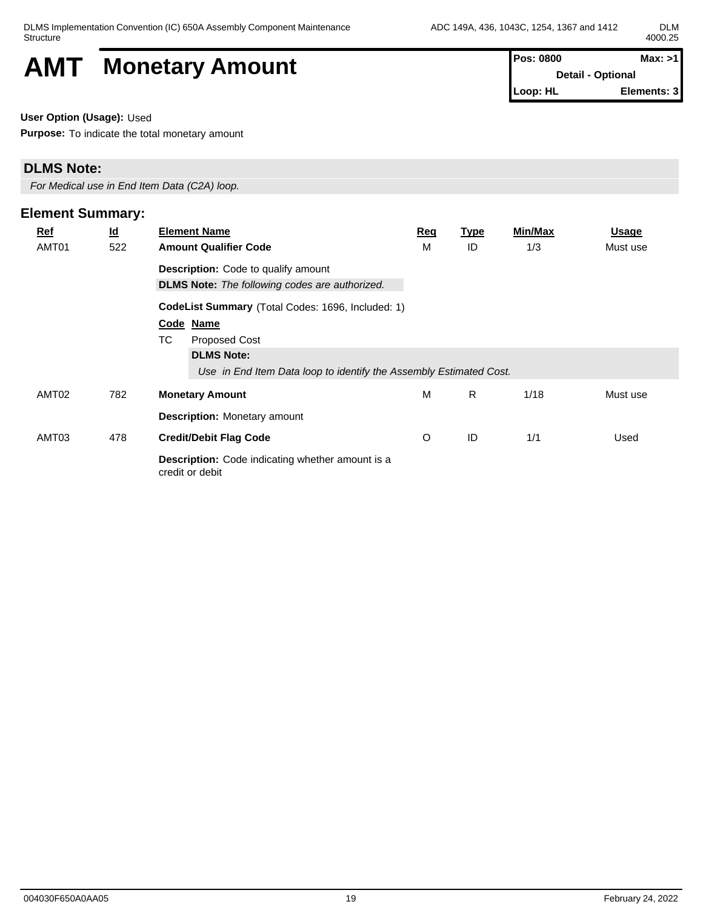# AMT Monetary Amount

| Pos: 0800 | Max: >1 |
|---|---|
| Detail - Optional | |
| Loop: HL | Elements: 3 |

**User Option (Usage):** Used

**Purpose:** To indicate the total monetary amount

## DLMS Note:

*For Medical use in End Item Data (C2A) loop.*

## Element Summary:

| Ref | Id | Element Name | Req | Type | Min/Max | Usage |
|---|---|---|---|---|---|---|
| AMT01 | 522 | **Amount Qualifier Code** | M | ID | 1/3 | Must use |
| | | **Description:** Code to qualify amount<br>**DLMS Note:** *The following codes are authorized.*<br>**CodeList Summary** (Total Codes: 1696, Included: 1)<br>**Code Name**<br>TC Proposed Cost<br>**DLMS Note:**<br>*Use in End Item Data loop to identify the Assembly Estimated Cost.* | | | | |
| AMT02 | 782 | **Monetary Amount** | M | R | 1/18 | Must use |
| | | **Description:** Monetary amount | | | | |
| AMT03 | 478 | **Credit/Debit Flag Code** | O | ID | 1/1 | Used |
| | | **Description:** Code indicating whether amount is a credit or debit | | | | |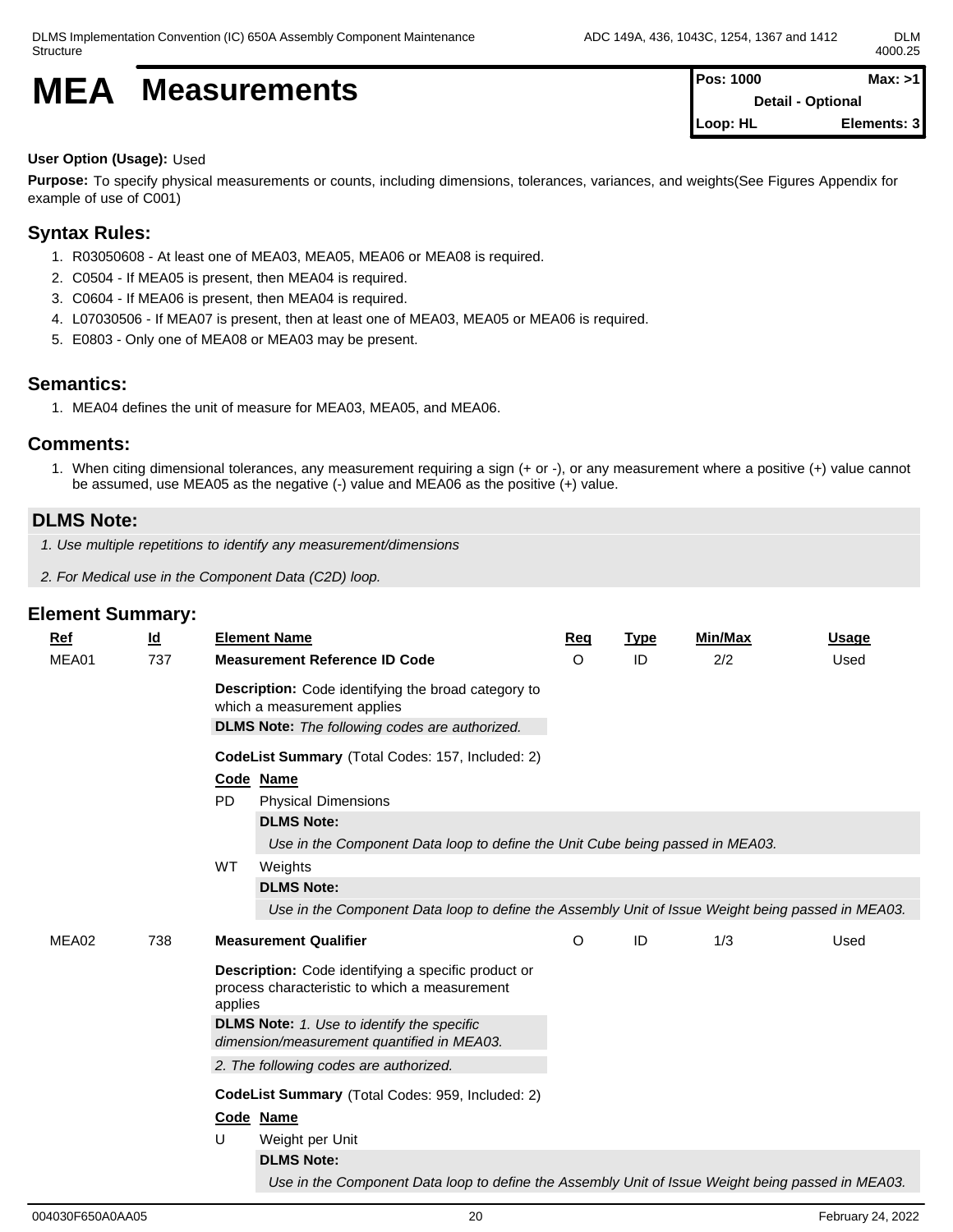# MEA Measurements

| Pos: 1000 | Max: >1 |
|---|---|
| Detail - Optional | |
| Loop: HL | Elements: 3 |

**User Option (Usage):** Used

**Purpose:** To specify physical measurements or counts, including dimensions, tolerances, variances, and weights(See Figures Appendix for example of use of C001)

## Syntax Rules:

1. R03050608 - At least one of MEA03, MEA05, MEA06 or MEA08 is required.
2. C0504 - If MEA05 is present, then MEA04 is required.
3. C0604 - If MEA06 is present, then MEA04 is required.
4. L07030506 - If MEA07 is present, then at least one of MEA03, MEA05 or MEA06 is required.
5. E0803 - Only one of MEA08 or MEA03 may be present.

## Semantics:

1. MEA04 defines the unit of measure for MEA03, MEA05, and MEA06.

## Comments:

1. When citing dimensional tolerances, any measurement requiring a sign (+ or -), or any measurement where a positive (+) value cannot be assumed, use MEA05 as the negative (-) value and MEA06 as the positive (+) value.

## DLMS Note:

*1. Use multiple repetitions to identify any measurement/dimensions*

*2. For Medical use in the Component Data (C2D) loop.*

## Element Summary:

| Ref | Id | Element Name | Req | Type | Min/Max | Usage |
|---|---|---|---|---|---|---|
| MEA01 | 737 | **Measurement Reference ID Code** | O | ID | 2/2 | Used |

**Description:** Code identifying the broad category to which a measurement applies

**DLMS Note:** *The following codes are authorized.*

**CodeList Summary** (Total Codes: 157, Included: 2)

| Code | Name |
|---|---|
| PD | Physical Dimensions |
| | **DLMS Note:** *Use in the Component Data loop to define the Unit Cube being passed in MEA03.* |
| WT | Weights |
| | **DLMS Note:** *Use in the Component Data loop to define the Assembly Unit of Issue Weight being passed in MEA03.* |

| Ref | Id | Element Name | Req | Type | Min/Max | Usage |
|---|---|---|---|---|---|---|
| MEA02 | 738 | **Measurement Qualifier** | O | ID | 1/3 | Used |

**Description:** Code identifying a specific product or process characteristic to which a measurement applies

**DLMS Note:** *1. Use to identify the specific dimension/measurement quantified in MEA03.*

*2. The following codes are authorized.*

**CodeList Summary** (Total Codes: 959, Included: 2)

| Code | Name |
|---|---|
| U | Weight per Unit |
| | **DLMS Note:** *Use in the Component Data loop to define the Assembly Unit of Issue Weight being passed in MEA03.* |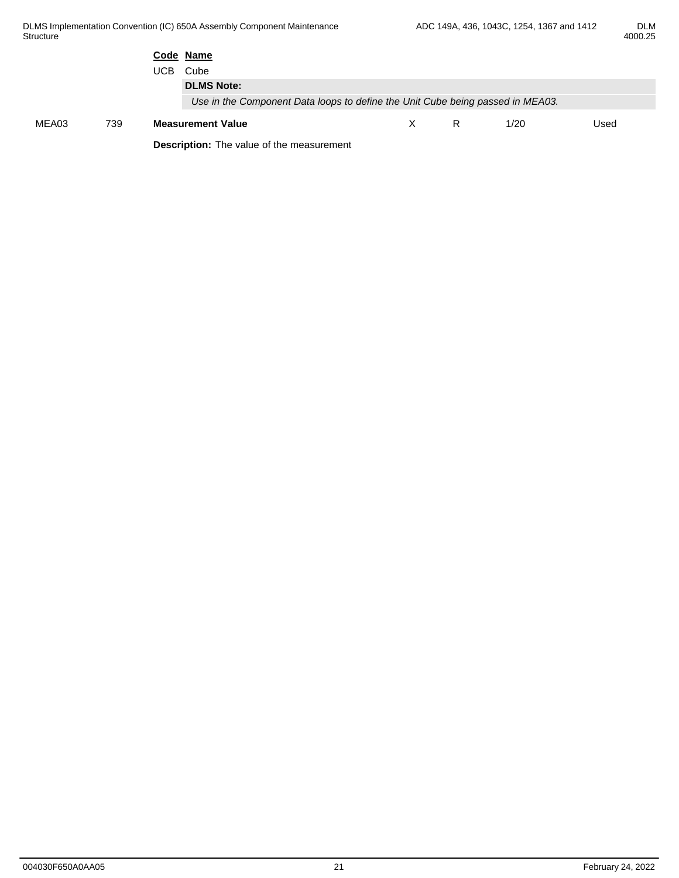| Code | Name |
|---|---|
| UCB | Cube |

**DLMS Note:**

*Use in the Component Data loops to define the Unit Cube being passed in MEA03.*

| MEA03 | 739 | **Measurement Value** | X | R | 1/20 | Used |
|---|---|---|---|---|---|---|

**Description:** The value of the measurement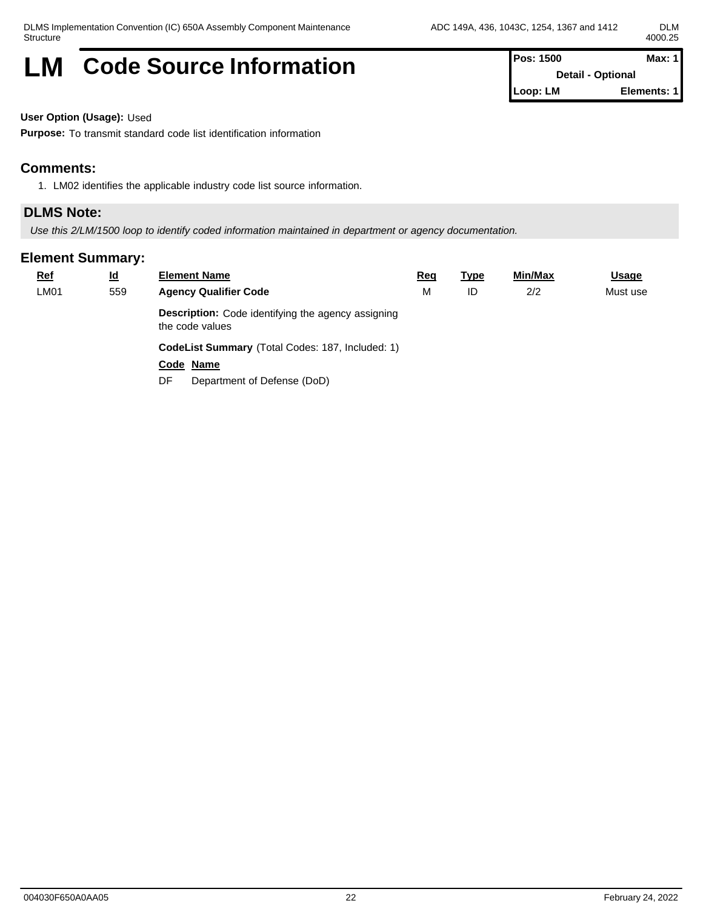# LM Code Source Information

| Pos: 1500 | Max: 1 |
|---|---|
| Detail - Optional | |
| Loop: LM | Elements: 1 |

**User Option (Usage):** Used

**Purpose:** To transmit standard code list identification information

## Comments:

1. LM02 identifies the applicable industry code list source information.

## DLMS Note:

*Use this 2/LM/1500 loop to identify coded information maintained in department or agency documentation.*

## Element Summary:

| Ref | Id | Element Name | Req | Type | Min/Max | Usage |
|---|---|---|---|---|---|---|
| LM01 | 559 | **Agency Qualifier Code** | M | ID | 2/2 | Must use |

**Description:** Code identifying the agency assigning the code values

**CodeList Summary** (Total Codes: 187, Included: 1)

| Code | Name |
|---|---|
| DF | Department of Defense (DoD) |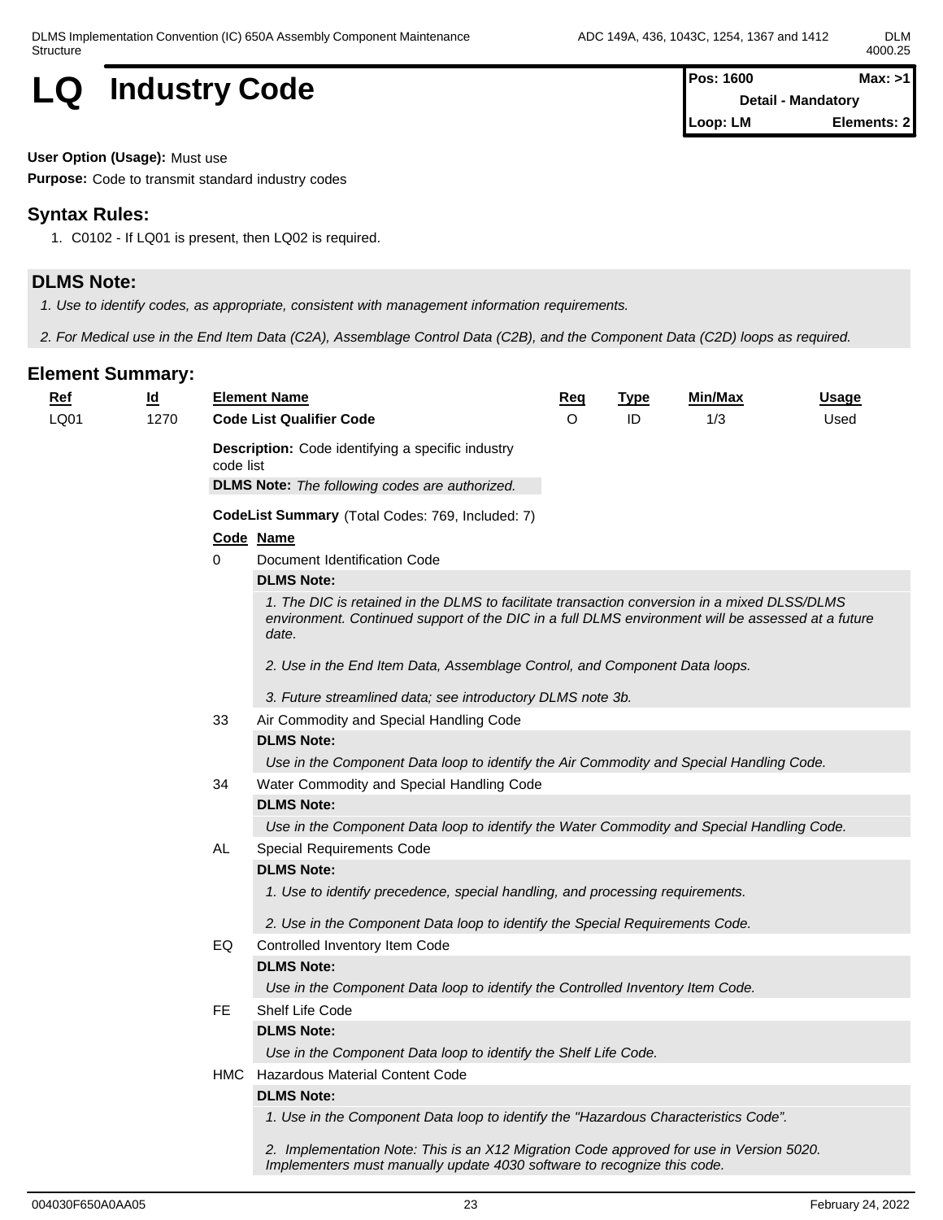# LQ Industry Code

| Pos: 1600 | Max: >1 |
|---|---|
| Detail - Mandatory | |
| Loop: LM | Elements: 2 |

**User Option (Usage):** Must use

**Purpose:** Code to transmit standard industry codes

## Syntax Rules:

1. C0102 - If LQ01 is present, then LQ02 is required.

## DLMS Note:

*1. Use to identify codes, as appropriate, consistent with management information requirements.*

*2. For Medical use in the End Item Data (C2A), Assemblage Control Data (C2B), and the Component Data (C2D) loops as required.*

## Element Summary:

| Ref | Id | Element Name | Req | Type | Min/Max | Usage |
|---|---|---|---|---|---|---|
| LQ01 | 1270 | **Code List Qualifier Code** | O | ID | 1/3 | Used |

**Description:** Code identifying a specific industry code list

**DLMS Note:** *The following codes are authorized.*

**CodeList Summary** (Total Codes: 769, Included: 7)

| Code | Name |
|---|---|
| 0 | Document Identification Code |
| 33 | Air Commodity and Special Handling Code |
| 34 | Water Commodity and Special Handling Code |
| AL | Special Requirements Code |
| EQ | Controlled Inventory Item Code |
| FE | Shelf Life Code |
| HMC | Hazardous Material Content Code |

**0 - Document Identification Code**

**DLMS Note:**

*1. The DIC is retained in the DLMS to facilitate transaction conversion in a mixed DLSS/DLMS environment. Continued support of the DIC in a full DLMS environment will be assessed at a future date.*

*2. Use in the End Item Data, Assemblage Control, and Component Data loops.*

*3. Future streamlined data; see introductory DLMS note 3b.*

**33 - Air Commodity and Special Handling Code**

**DLMS Note:**

*Use in the Component Data loop to identify the Air Commodity and Special Handling Code.*

**34 - Water Commodity and Special Handling Code**

**DLMS Note:**

*Use in the Component Data loop to identify the Water Commodity and Special Handling Code.*

**AL - Special Requirements Code**

**DLMS Note:**

*1. Use to identify precedence, special handling, and processing requirements.*

*2. Use in the Component Data loop to identify the Special Requirements Code.*

**EQ - Controlled Inventory Item Code**

**DLMS Note:**

*Use in the Component Data loop to identify the Controlled Inventory Item Code.*

**FE - Shelf Life Code**

**DLMS Note:**

*Use in the Component Data loop to identify the Shelf Life Code.*

**HMC - Hazardous Material Content Code**

**DLMS Note:**

*1. Use in the Component Data loop to identify the "Hazardous Characteristics Code".*

*2. Implementation Note: This is an X12 Migration Code approved for use in Version 5020. Implementers must manually update 4030 software to recognize this code.*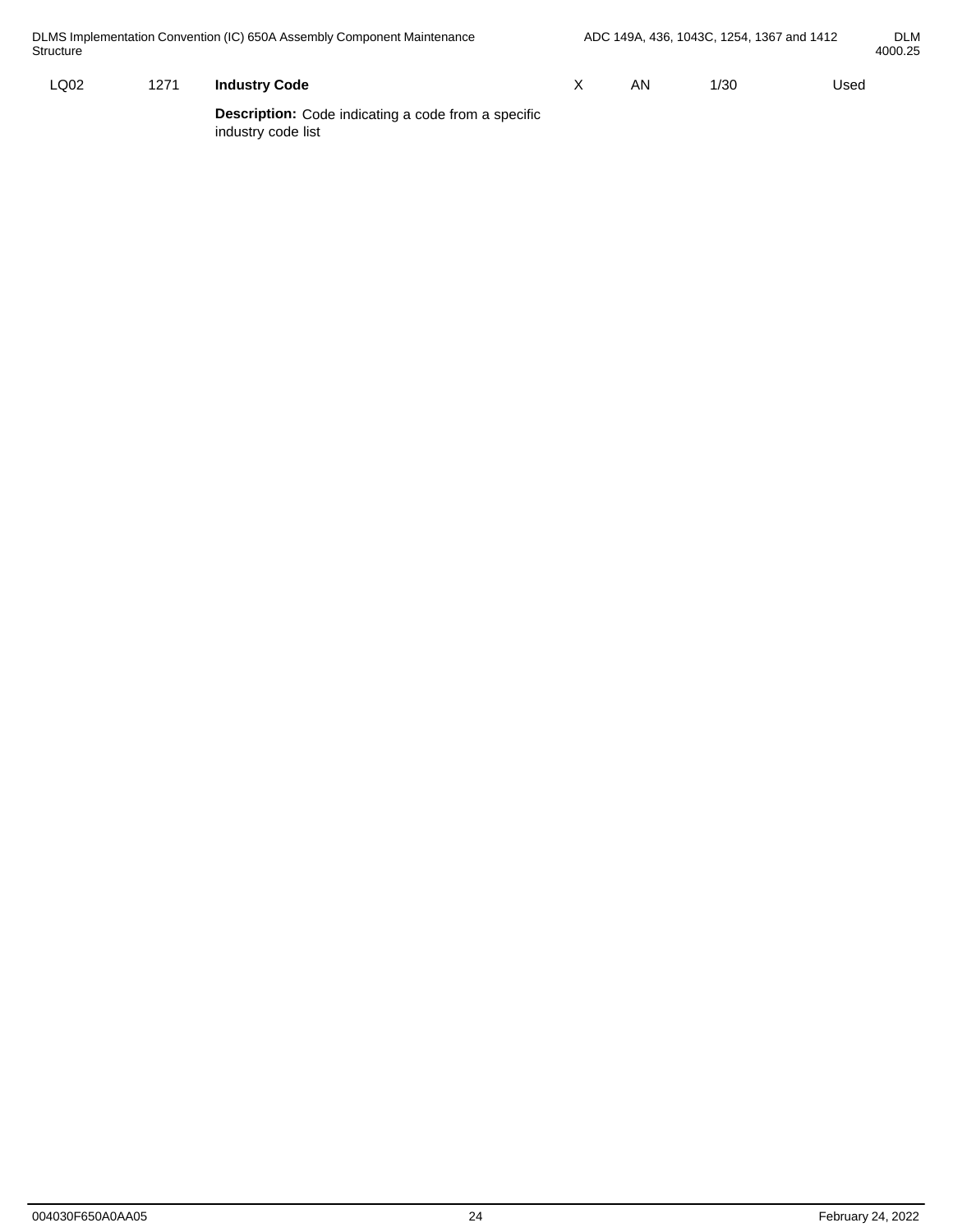| | | | | | | |
|---|---|---|---|---|---|---|
| LQ02 | 1271 | **Industry Code** | X | AN | 1/30 | Used |
| | | **Description:** Code indicating a code from a specific industry code list | | | | |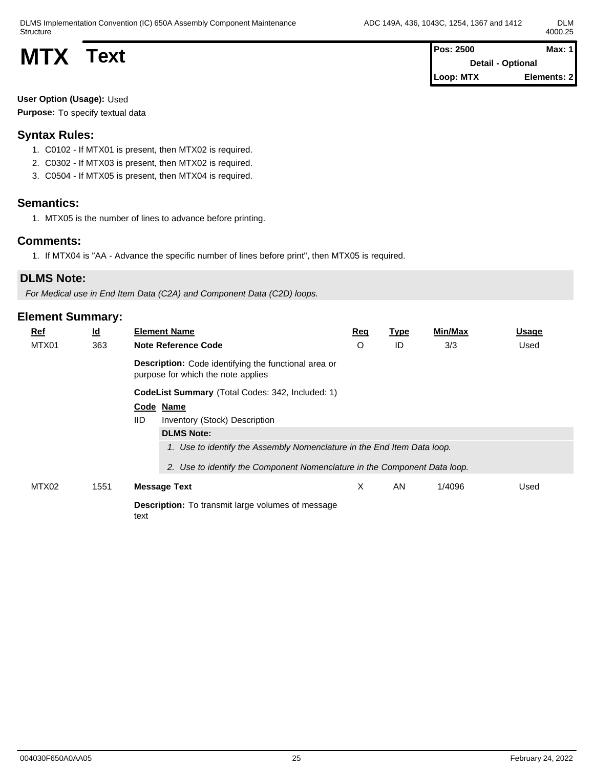# MTX Text

| Pos: 2500 | Max: 1 |
|---|---|
| Detail - Optional | |
| Loop: MTX | Elements: 2 |

**User Option (Usage):** Used

**Purpose:** To specify textual data

## Syntax Rules:

1. C0102 - If MTX01 is present, then MTX02 is required.
2. C0302 - If MTX03 is present, then MTX02 is required.
3. C0504 - If MTX05 is present, then MTX04 is required.

## Semantics:

1. MTX05 is the number of lines to advance before printing.

## Comments:

1. If MTX04 is "AA - Advance the specific number of lines before print", then MTX05 is required.

## DLMS Note:

*For Medical use in End Item Data (C2A) and Component Data (C2D) loops.*

## Element Summary:

| Ref | Id | Element Name | Req | Type | Min/Max | Usage |
|---|---|---|---|---|---|---|
| MTX01 | 363 | **Note Reference Code** | O | ID | 3/3 | Used |
| | | **Description:** Code identifying the functional area or purpose for which the note applies | | | | |
| | | **CodeList Summary** (Total Codes: 342, Included: 1) | | | | |
| | | **Code** IID — **Name** Inventory (Stock) Description | | | | |
| | | **DLMS Note:** *1. Use to identify the Assembly Nomenclature in the End Item Data loop. 2. Use to identify the Component Nomenclature in the Component Data loop.* | | | | |
| MTX02 | 1551 | **Message Text** | X | AN | 1/4096 | Used |
| | | **Description:** To transmit large volumes of message text | | | | |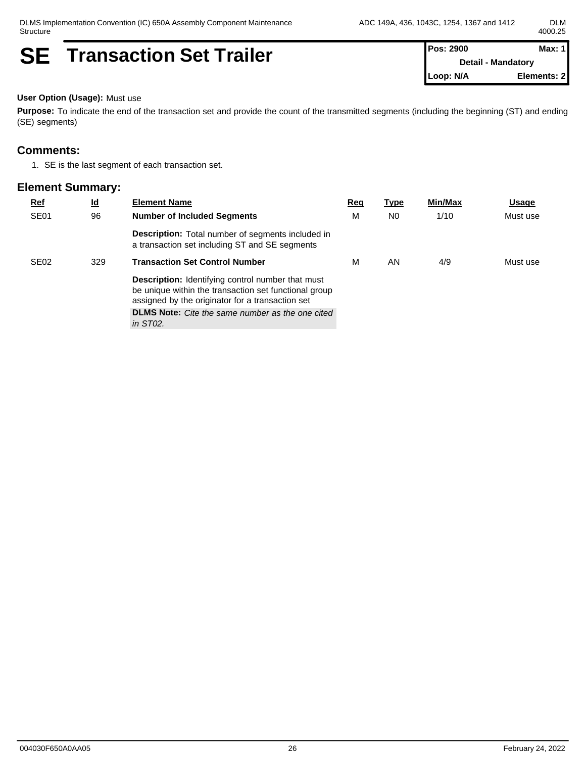# SE Transaction Set Trailer

| Pos: 2900 | Max: 1 |
|---|---|
| Detail - Mandatory | |
| Loop: N/A | Elements: 2 |

**User Option (Usage):** Must use

**Purpose:** To indicate the end of the transaction set and provide the count of the transmitted segments (including the beginning (ST) and ending (SE) segments)

## Comments:

1. SE is the last segment of each transaction set.

## Element Summary:

| Ref | Id | Element Name | Req | Type | Min/Max | Usage |
|---|---|---|---|---|---|---|
| SE01 | 96 | **Number of Included Segments**<br>**Description:** Total number of segments included in a transaction set including ST and SE segments | M | N0 | 1/10 | Must use |
| SE02 | 329 | **Transaction Set Control Number**<br>**Description:** Identifying control number that must be unique within the transaction set functional group assigned by the originator for a transaction set<br>**DLMS Note:** *Cite the same number as the one cited in ST02.* | M | AN | 4/9 | Must use |